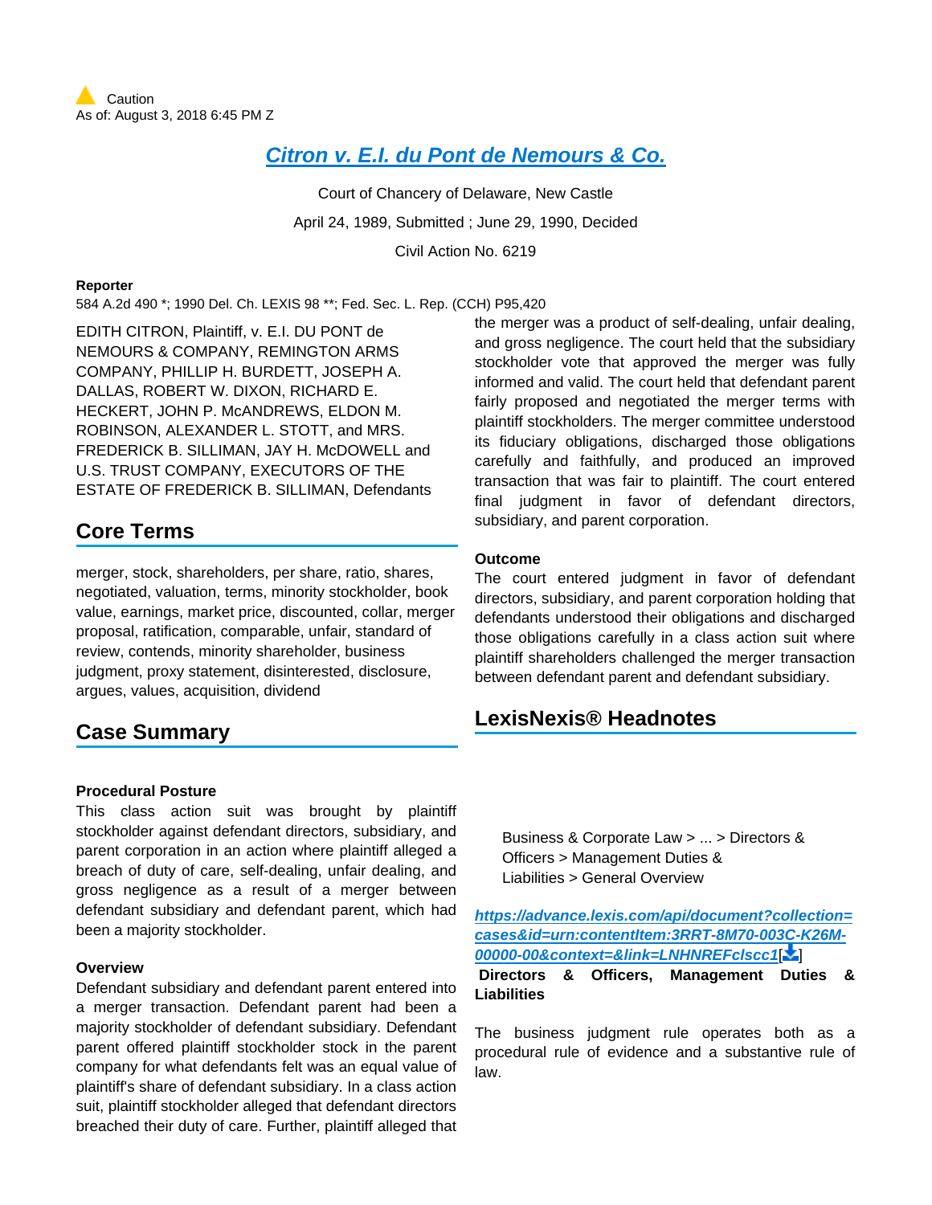Caution
As of: August 3, 2018 6:45 PM Z

# Citron v. E.I. du Pont de Nemours & Co.

Court of Chancery of Delaware, New Castle

April 24, 1989, Submitted ; June 29, 1990, Decided

Civil Action No. 6219

**Reporter**

584 A.2d 490 *; 1990 Del. Ch. LEXIS 98 **; Fed. Sec. L. Rep. (CCH) P95,420

EDITH CITRON, Plaintiff, v. E.I. DU PONT de NEMOURS & COMPANY, REMINGTON ARMS COMPANY, PHILLIP H. BURDETT, JOSEPH A. DALLAS, ROBERT W. DIXON, RICHARD E. HECKERT, JOHN P. McANDREWS, ELDON M. ROBINSON, ALEXANDER L. STOTT, and MRS. FREDERICK B. SILLIMAN, JAY H. McDOWELL and U.S. TRUST COMPANY, EXECUTORS OF THE ESTATE OF FREDERICK B. SILLIMAN, Defendants

## Core Terms

merger, stock, shareholders, per share, ratio, shares, negotiated, valuation, terms, minority stockholder, book value, earnings, market price, discounted, collar, merger proposal, ratification, comparable, unfair, standard of review, contends, minority shareholder, business judgment, proxy statement, disinterested, disclosure, argues, values, acquisition, dividend

## Case Summary

**Procedural Posture**

This class action suit was brought by plaintiff stockholder against defendant directors, subsidiary, and parent corporation in an action where plaintiff alleged a breach of duty of care, self-dealing, unfair dealing, and gross negligence as a result of a merger between defendant subsidiary and defendant parent, which had been a majority stockholder.

**Overview**

Defendant subsidiary and defendant parent entered into a merger transaction. Defendant parent had been a majority stockholder of defendant subsidiary. Defendant parent offered plaintiff stockholder stock in the parent company for what defendants felt was an equal value of plaintiff's share of defendant subsidiary. In a class action suit, plaintiff stockholder alleged that defendant directors breached their duty of care. Further, plaintiff alleged that the merger was a product of self-dealing, unfair dealing, and gross negligence. The court held that the subsidiary stockholder vote that approved the merger was fully informed and valid. The court held that defendant parent fairly proposed and negotiated the merger terms with plaintiff stockholders. The merger committee understood its fiduciary obligations, discharged those obligations carefully and faithfully, and produced an improved transaction that was fair to plaintiff. The court entered final judgment in favor of defendant directors, subsidiary, and parent corporation.

**Outcome**

The court entered judgment in favor of defendant directors, subsidiary, and parent corporation holding that defendants understood their obligations and discharged those obligations carefully in a class action suit where plaintiff shareholders challenged the merger transaction between defendant parent and defendant subsidiary.

## LexisNexis® Headnotes

Business & Corporate Law > ... > Directors & Officers > Management Duties & Liabilities > General Overview

https://advance.lexis.com/api/document?collection=cases&id=urn:contentItem:3RRT-8M70-003C-K26M-00000-00&context=&link=LNHNREFclscc1[]

**Directors & Officers, Management Duties & Liabilities**

The business judgment rule operates both as a procedural rule of evidence and a substantive rule of law.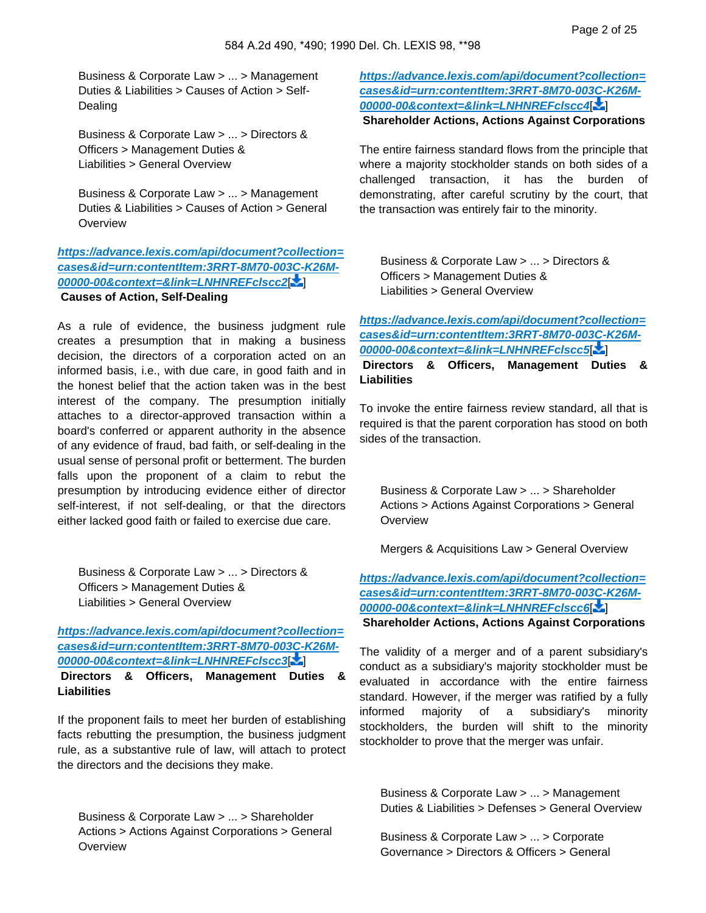Business & Corporate Law > ... > Management Duties & Liabilities > Causes of Action > Self-Dealing

Business & Corporate Law > ... > Directors & Officers > Management Duties & Liabilities > General Overview

Business & Corporate Law > ... > Management Duties & Liabilities > Causes of Action > General Overview

[https://advance.lexis.com/api/document?collection=cases&id=urn:contentItem:3RRT-8M70-003C-K26M-00000-00&context=&link=LNHNREFclscc2](https://advance.lexis.com/api/document?collection=cases&id=urn:contentItem:3RRT-8M70-003C-K26M-00000-00&context=&link=LNHNREFclscc2)[]
**Causes of Action, Self-Dealing**

As a rule of evidence, the business judgment rule creates a presumption that in making a business decision, the directors of a corporation acted on an informed basis, i.e., with due care, in good faith and in the honest belief that the action taken was in the best interest of the company. The presumption initially attaches to a director-approved transaction within a board's conferred or apparent authority in the absence of any evidence of fraud, bad faith, or self-dealing in the usual sense of personal profit or betterment. The burden falls upon the proponent of a claim to rebut the presumption by introducing evidence either of director self-interest, if not self-dealing, or that the directors either lacked good faith or failed to exercise due care.

Business & Corporate Law > ... > Directors & Officers > Management Duties & Liabilities > General Overview

[https://advance.lexis.com/api/document?collection=cases&id=urn:contentItem:3RRT-8M70-003C-K26M-00000-00&context=&link=LNHNREFclscc3](https://advance.lexis.com/api/document?collection=cases&id=urn:contentItem:3RRT-8M70-003C-K26M-00000-00&context=&link=LNHNREFclscc3)[]
**Directors & Officers, Management Duties & Liabilities**

If the proponent fails to meet her burden of establishing facts rebutting the presumption, the business judgment rule, as a substantive rule of law, will attach to protect the directors and the decisions they make.

Business & Corporate Law > ... > Shareholder Actions > Actions Against Corporations > General Overview

[https://advance.lexis.com/api/document?collection=cases&id=urn:contentItem:3RRT-8M70-003C-K26M-00000-00&context=&link=LNHNREFclscc4](https://advance.lexis.com/api/document?collection=cases&id=urn:contentItem:3RRT-8M70-003C-K26M-00000-00&context=&link=LNHNREFclscc4)[]
**Shareholder Actions, Actions Against Corporations**

The entire fairness standard flows from the principle that where a majority stockholder stands on both sides of a challenged transaction, it has the burden of demonstrating, after careful scrutiny by the court, that the transaction was entirely fair to the minority.

Business & Corporate Law > ... > Directors & Officers > Management Duties & Liabilities > General Overview

[https://advance.lexis.com/api/document?collection=cases&id=urn:contentItem:3RRT-8M70-003C-K26M-00000-00&context=&link=LNHNREFclscc5](https://advance.lexis.com/api/document?collection=cases&id=urn:contentItem:3RRT-8M70-003C-K26M-00000-00&context=&link=LNHNREFclscc5)[]
**Directors & Officers, Management Duties & Liabilities**

To invoke the entire fairness review standard, all that is required is that the parent corporation has stood on both sides of the transaction.

Business & Corporate Law > ... > Shareholder Actions > Actions Against Corporations > General Overview

Mergers & Acquisitions Law > General Overview

[https://advance.lexis.com/api/document?collection=cases&id=urn:contentItem:3RRT-8M70-003C-K26M-00000-00&context=&link=LNHNREFclscc6](https://advance.lexis.com/api/document?collection=cases&id=urn:contentItem:3RRT-8M70-003C-K26M-00000-00&context=&link=LNHNREFclscc6)[]
**Shareholder Actions, Actions Against Corporations**

The validity of a merger and of a parent subsidiary's conduct as a subsidiary's majority stockholder must be evaluated in accordance with the entire fairness standard. However, if the merger was ratified by a fully informed majority of a subsidiary's minority stockholders, the burden will shift to the minority stockholder to prove that the merger was unfair.

Business & Corporate Law > ... > Management Duties & Liabilities > Defenses > General Overview

Business & Corporate Law > ... > Corporate Governance > Directors & Officers > General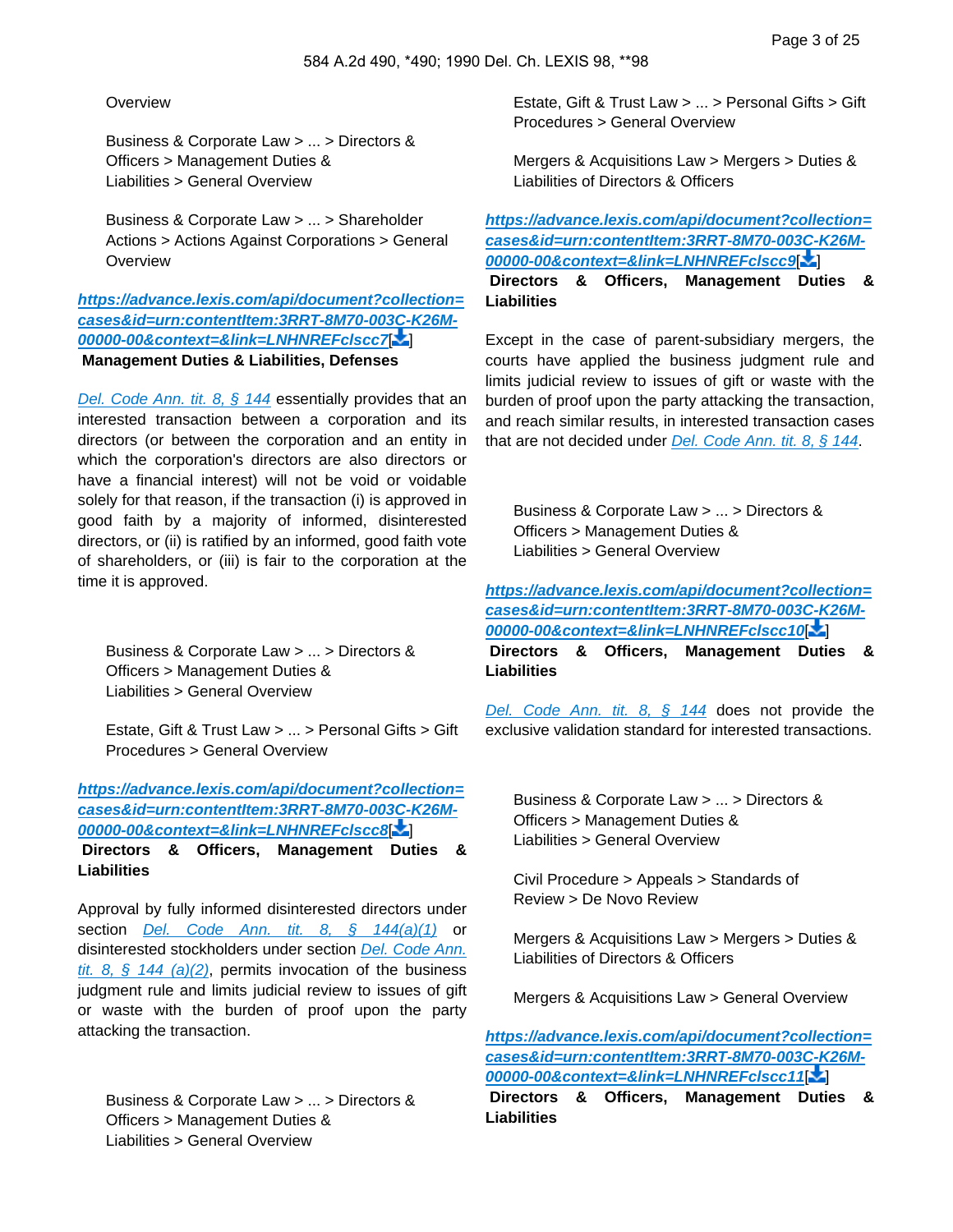Overview

Business & Corporate Law > ... > Directors & Officers > Management Duties & Liabilities > General Overview

Business & Corporate Law > ... > Shareholder Actions > Actions Against Corporations > General Overview

[https://advance.lexis.com/api/document?collection=cases&id=urn:contentItem:3RRT-8M70-003C-K26M-00000-00&context=&link=LNHNREFclscc7](https://advance.lexis.com/api/document?collection=cases&id=urn:contentItem:3RRT-8M70-003C-K26M-00000-00&context=&link=LNHNREFclscc7)[]
**Management Duties & Liabilities, Defenses**

Del. Code Ann. tit. 8, § 144 essentially provides that an interested transaction between a corporation and its directors (or between the corporation and an entity in which the corporation's directors are also directors or have a financial interest) will not be void or voidable solely for that reason, if the transaction (i) is approved in good faith by a majority of informed, disinterested directors, or (ii) is ratified by an informed, good faith vote of shareholders, or (iii) is fair to the corporation at the time it is approved.

Business & Corporate Law > ... > Directors & Officers > Management Duties & Liabilities > General Overview

Estate, Gift & Trust Law > ... > Personal Gifts > Gift Procedures > General Overview

[https://advance.lexis.com/api/document?collection=cases&id=urn:contentItem:3RRT-8M70-003C-K26M-00000-00&context=&link=LNHNREFclscc8](https://advance.lexis.com/api/document?collection=cases&id=urn:contentItem:3RRT-8M70-003C-K26M-00000-00&context=&link=LNHNREFclscc8)[]
**Directors & Officers, Management Duties & Liabilities**

Approval by fully informed disinterested directors under section Del. Code Ann. tit. 8, § 144(a)(1) or disinterested stockholders under section Del. Code Ann. tit. 8, § 144 (a)(2), permits invocation of the business judgment rule and limits judicial review to issues of gift or waste with the burden of proof upon the party attacking the transaction.

Business & Corporate Law > ... > Directors & Officers > Management Duties & Liabilities > General Overview

Estate, Gift & Trust Law > ... > Personal Gifts > Gift Procedures > General Overview

Mergers & Acquisitions Law > Mergers > Duties & Liabilities of Directors & Officers

[https://advance.lexis.com/api/document?collection=cases&id=urn:contentItem:3RRT-8M70-003C-K26M-00000-00&context=&link=LNHNREFclscc9](https://advance.lexis.com/api/document?collection=cases&id=urn:contentItem:3RRT-8M70-003C-K26M-00000-00&context=&link=LNHNREFclscc9)[]
**Directors & Officers, Management Duties & Liabilities**

Except in the case of parent-subsidiary mergers, the courts have applied the business judgment rule and limits judicial review to issues of gift or waste with the burden of proof upon the party attacking the transaction, and reach similar results, in interested transaction cases that are not decided under Del. Code Ann. tit. 8, § 144.

Business & Corporate Law > ... > Directors & Officers > Management Duties & Liabilities > General Overview

[https://advance.lexis.com/api/document?collection=cases&id=urn:contentItem:3RRT-8M70-003C-K26M-00000-00&context=&link=LNHNREFclscc10](https://advance.lexis.com/api/document?collection=cases&id=urn:contentItem:3RRT-8M70-003C-K26M-00000-00&context=&link=LNHNREFclscc10)[]
**Directors & Officers, Management Duties & Liabilities**

Del. Code Ann. tit. 8, § 144 does not provide the exclusive validation standard for interested transactions.

Business & Corporate Law > ... > Directors & Officers > Management Duties & Liabilities > General Overview

Civil Procedure > Appeals > Standards of Review > De Novo Review

Mergers & Acquisitions Law > Mergers > Duties & Liabilities of Directors & Officers

Mergers & Acquisitions Law > General Overview

[https://advance.lexis.com/api/document?collection=cases&id=urn:contentItem:3RRT-8M70-003C-K26M-00000-00&context=&link=LNHNREFclscc11](https://advance.lexis.com/api/document?collection=cases&id=urn:contentItem:3RRT-8M70-003C-K26M-00000-00&context=&link=LNHNREFclscc11)[]
**Directors & Officers, Management Duties & Liabilities**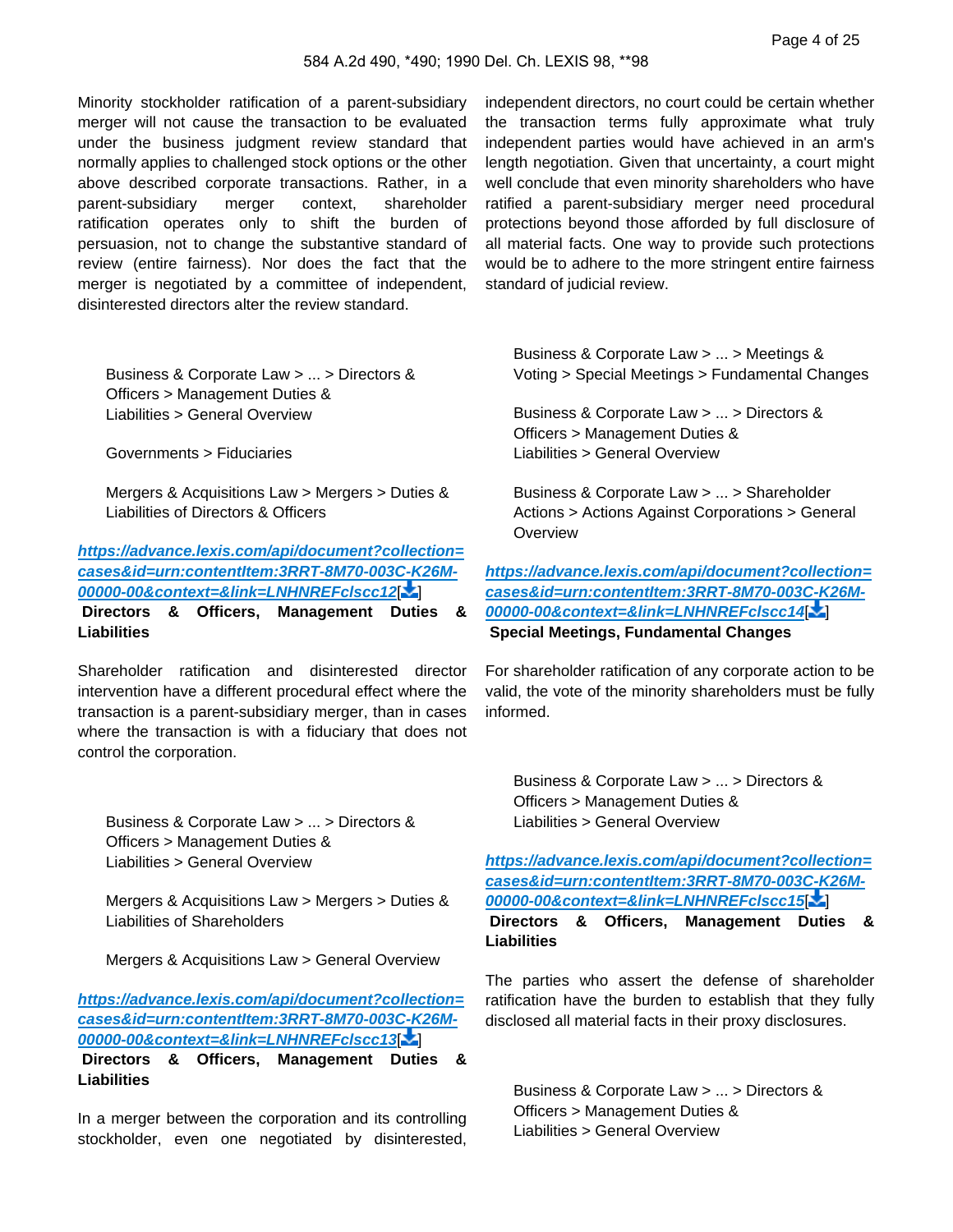Minority stockholder ratification of a parent-subsidiary merger will not cause the transaction to be evaluated under the business judgment review standard that normally applies to challenged stock options or the other above described corporate transactions. Rather, in a parent-subsidiary merger context, shareholder ratification operates only to shift the burden of persuasion, not to change the substantive standard of review (entire fairness). Nor does the fact that the merger is negotiated by a committee of independent, disinterested directors alter the review standard.

Business & Corporate Law > ... > Directors & Officers > Management Duties & Liabilities > General Overview

Governments > Fiduciaries

Mergers & Acquisitions Law > Mergers > Duties & Liabilities of Directors & Officers

***https://advance.lexis.com/api/document?collection=cases&id=urn:contentItem:3RRT-8M70-003C-K26M-00000-00&context=&link=LNHNREFclscc12***[]

**Directors & Officers, Management Duties & Liabilities**

Shareholder ratification and disinterested director intervention have a different procedural effect where the transaction is a parent-subsidiary merger, than in cases where the transaction is with a fiduciary that does not control the corporation.

Business & Corporate Law > ... > Directors & Officers > Management Duties & Liabilities > General Overview

Mergers & Acquisitions Law > Mergers > Duties & Liabilities of Shareholders

Mergers & Acquisitions Law > General Overview

***https://advance.lexis.com/api/document?collection=cases&id=urn:contentItem:3RRT-8M70-003C-K26M-00000-00&context=&link=LNHNREFclscc13***[]

**Directors & Officers, Management Duties & Liabilities**

In a merger between the corporation and its controlling stockholder, even one negotiated by disinterested, independent directors, no court could be certain whether the transaction terms fully approximate what truly independent parties would have achieved in an arm's length negotiation. Given that uncertainty, a court might well conclude that even minority shareholders who have ratified a parent-subsidiary merger need procedural protections beyond those afforded by full disclosure of all material facts. One way to provide such protections would be to adhere to the more stringent entire fairness standard of judicial review.

Business & Corporate Law > ... > Meetings & Voting > Special Meetings > Fundamental Changes

Business & Corporate Law > ... > Directors & Officers > Management Duties & Liabilities > General Overview

Business & Corporate Law > ... > Shareholder Actions > Actions Against Corporations > General Overview

***https://advance.lexis.com/api/document?collection=cases&id=urn:contentItem:3RRT-8M70-003C-K26M-00000-00&context=&link=LNHNREFclscc14***[]

**Special Meetings, Fundamental Changes**

For shareholder ratification of any corporate action to be valid, the vote of the minority shareholders must be fully informed.

Business & Corporate Law > ... > Directors & Officers > Management Duties & Liabilities > General Overview

***https://advance.lexis.com/api/document?collection=cases&id=urn:contentItem:3RRT-8M70-003C-K26M-00000-00&context=&link=LNHNREFclscc15***[]

**Directors & Officers, Management Duties & Liabilities**

The parties who assert the defense of shareholder ratification have the burden to establish that they fully disclosed all material facts in their proxy disclosures.

Business & Corporate Law > ... > Directors & Officers > Management Duties & Liabilities > General Overview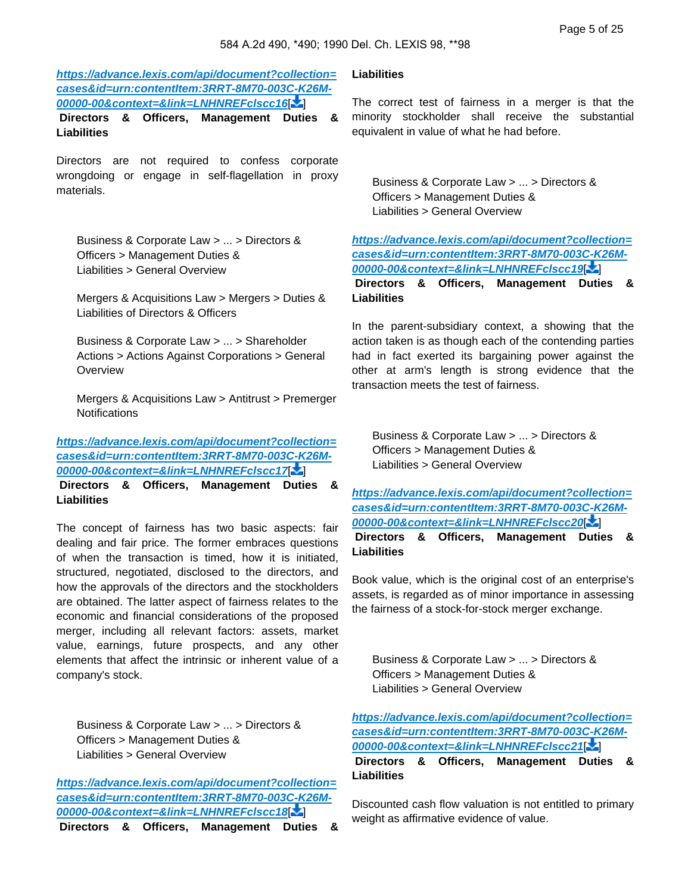https://advance.lexis.com/api/document?collection=cases&id=urn:contentItem:3RRT-8M70-003C-K26M-00000-00&context=&link=LNHNREFclscc16

**Directors & Officers, Management Duties & Liabilities**

Directors are not required to confess corporate wrongdoing or engage in self-flagellation in proxy materials.

Business & Corporate Law > ... > Directors & Officers > Management Duties & Liabilities > General Overview

Mergers & Acquisitions Law > Mergers > Duties & Liabilities of Directors & Officers

Business & Corporate Law > ... > Shareholder Actions > Actions Against Corporations > General Overview

Mergers & Acquisitions Law > Antitrust > Premerger Notifications

https://advance.lexis.com/api/document?collection=cases&id=urn:contentItem:3RRT-8M70-003C-K26M-00000-00&context=&link=LNHNREFclscc17

**Directors & Officers, Management Duties & Liabilities**

The concept of fairness has two basic aspects: fair dealing and fair price. The former embraces questions of when the transaction is timed, how it is initiated, structured, negotiated, disclosed to the directors, and how the approvals of the directors and the stockholders are obtained. The latter aspect of fairness relates to the economic and financial considerations of the proposed merger, including all relevant factors: assets, market value, earnings, future prospects, and any other elements that affect the intrinsic or inherent value of a company's stock.

Business & Corporate Law > ... > Directors & Officers > Management Duties & Liabilities > General Overview

https://advance.lexis.com/api/document?collection=cases&id=urn:contentItem:3RRT-8M70-003C-K26M-00000-00&context=&link=LNHNREFclscc18

**Directors & Officers, Management Duties & Liabilities**

The correct test of fairness in a merger is that the minority stockholder shall receive the substantial equivalent in value of what he had before.

Business & Corporate Law > ... > Directors & Officers > Management Duties & Liabilities > General Overview

https://advance.lexis.com/api/document?collection=cases&id=urn:contentItem:3RRT-8M70-003C-K26M-00000-00&context=&link=LNHNREFclscc19

**Directors & Officers, Management Duties & Liabilities**

In the parent-subsidiary context, a showing that the action taken is as though each of the contending parties had in fact exerted its bargaining power against the other at arm's length is strong evidence that the transaction meets the test of fairness.

Business & Corporate Law > ... > Directors & Officers > Management Duties & Liabilities > General Overview

https://advance.lexis.com/api/document?collection=cases&id=urn:contentItem:3RRT-8M70-003C-K26M-00000-00&context=&link=LNHNREFclscc20

**Directors & Officers, Management Duties & Liabilities**

Book value, which is the original cost of an enterprise's assets, is regarded as of minor importance in assessing the fairness of a stock-for-stock merger exchange.

Business & Corporate Law > ... > Directors & Officers > Management Duties & Liabilities > General Overview

https://advance.lexis.com/api/document?collection=cases&id=urn:contentItem:3RRT-8M70-003C-K26M-00000-00&context=&link=LNHNREFclscc21

**Directors & Officers, Management Duties & Liabilities**

Discounted cash flow valuation is not entitled to primary weight as affirmative evidence of value.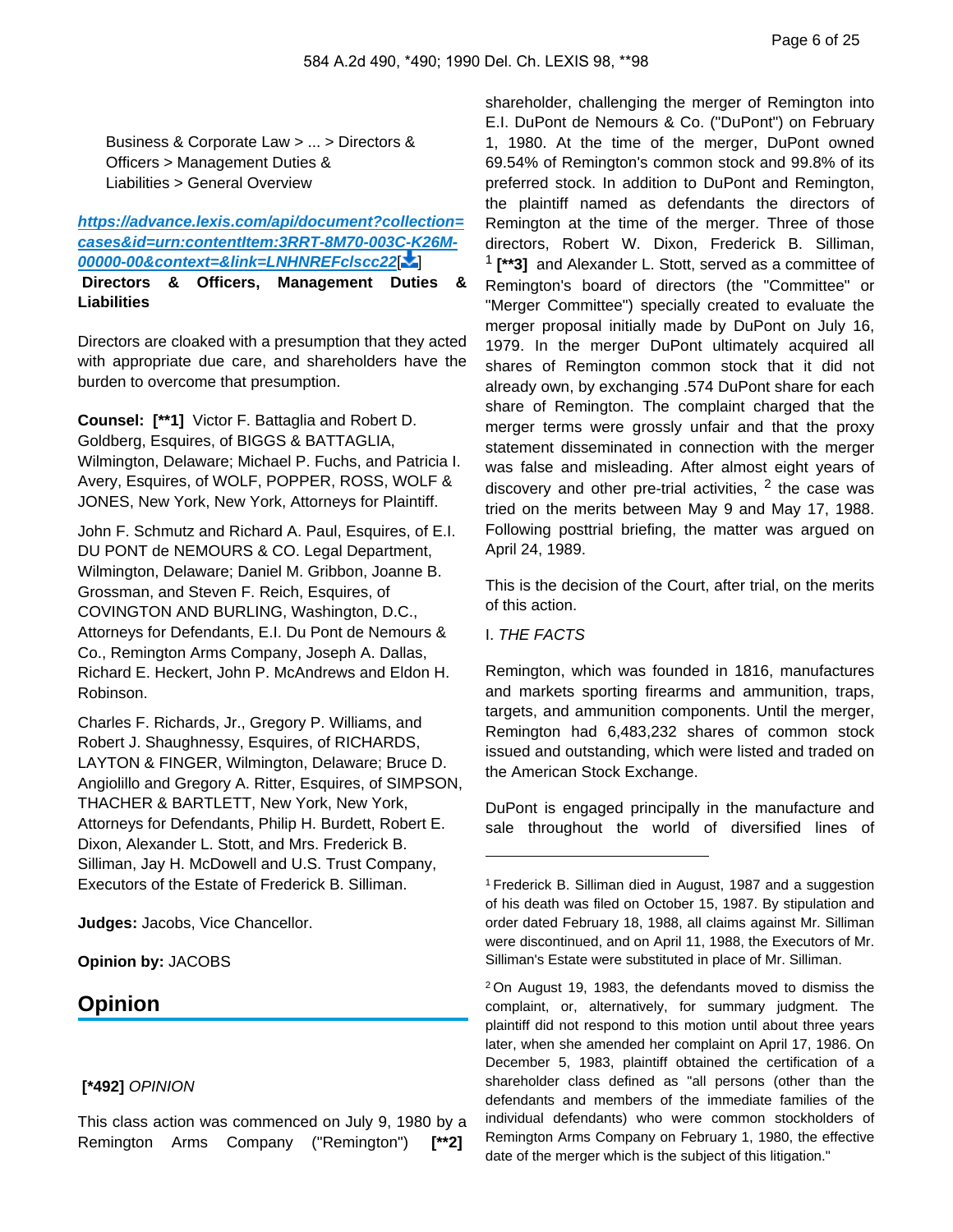Business & Corporate Law > ... > Directors & Officers > Management Duties & Liabilities > General Overview

**https://advance.lexis.com/api/document?collection=cases&id=urn:contentItem:3RRT-8M70-003C-K26M-00000-00&context=&link=LNHNREFclscc22**

**Directors & Officers, Management Duties & Liabilities**

Directors are cloaked with a presumption that they acted with appropriate due care, and shareholders have the burden to overcome that presumption.

**Counsel: [**1]** Victor F. Battaglia and Robert D. Goldberg, Esquires, of BIGGS & BATTAGLIA, Wilmington, Delaware; Michael P. Fuchs, and Patricia I. Avery, Esquires, of WOLF, POPPER, ROSS, WOLF & JONES, New York, New York, Attorneys for Plaintiff.

John F. Schmutz and Richard A. Paul, Esquires, of E.I. DU PONT de NEMOURS & CO. Legal Department, Wilmington, Delaware; Daniel M. Gribbon, Joanne B. Grossman, and Steven F. Reich, Esquires, of COVINGTON AND BURLING, Washington, D.C., Attorneys for Defendants, E.I. Du Pont de Nemours & Co., Remington Arms Company, Joseph A. Dallas, Richard E. Heckert, John P. McAndrews and Eldon H. Robinson.

Charles F. Richards, Jr., Gregory P. Williams, and Robert J. Shaughnessy, Esquires, of RICHARDS, LAYTON & FINGER, Wilmington, Delaware; Bruce D. Angiolillo and Gregory A. Ritter, Esquires, of SIMPSON, THACHER & BARTLETT, New York, New York, Attorneys for Defendants, Philip H. Burdett, Robert E. Dixon, Alexander L. Stott, and Mrs. Frederick B. Silliman, Jay H. McDowell and U.S. Trust Company, Executors of the Estate of Frederick B. Silliman.

**Judges:** Jacobs, Vice Chancellor.

**Opinion by:** JACOBS

# Opinion

**[*492]** *OPINION*

This class action was commenced on July 9, 1980 by a Remington Arms Company ("Remington") **[**2]** shareholder, challenging the merger of Remington into E.I. DuPont de Nemours & Co. ("DuPont") on February 1, 1980. At the time of the merger, DuPont owned 69.54% of Remington's common stock and 99.8% of its preferred stock. In addition to DuPont and Remington, the plaintiff named as defendants the directors of Remington at the time of the merger. Three of those directors, Robert W. Dixon, Frederick B. Silliman, [1] **[**3]** and Alexander L. Stott, served as a committee of Remington's board of directors (the "Committee" or "Merger Committee") specially created to evaluate the merger proposal initially made by DuPont on July 16, 1979. In the merger DuPont ultimately acquired all shares of Remington common stock that it did not already own, by exchanging .574 DuPont share for each share of Remington. The complaint charged that the merger terms were grossly unfair and that the proxy statement disseminated in connection with the merger was false and misleading. After almost eight years of discovery and other pre-trial activities, [2] the case was tried on the merits between May 9 and May 17, 1988. Following posttrial briefing, the matter was argued on April 24, 1989.

This is the decision of the Court, after trial, on the merits of this action.

I. *THE FACTS*

Remington, which was founded in 1816, manufactures and markets sporting firearms and ammunition, traps, targets, and ammunition components. Until the merger, Remington had 6,483,232 shares of common stock issued and outstanding, which were listed and traded on the American Stock Exchange.

DuPont is engaged principally in the manufacture and sale throughout the world of diversified lines of

---

[1] Frederick B. Silliman died in August, 1987 and a suggestion of his death was filed on October 15, 1987. By stipulation and order dated February 18, 1988, all claims against Mr. Silliman were discontinued, and on April 11, 1988, the Executors of Mr. Silliman's Estate were substituted in place of Mr. Silliman.

[2] On August 19, 1983, the defendants moved to dismiss the complaint, or, alternatively, for summary judgment. The plaintiff did not respond to this motion until about three years later, when she amended her complaint on April 17, 1986. On December 5, 1983, plaintiff obtained the certification of a shareholder class defined as "all persons (other than the defendants and members of the immediate families of the individual defendants) who were common stockholders of Remington Arms Company on February 1, 1980, the effective date of the merger which is the subject of this litigation."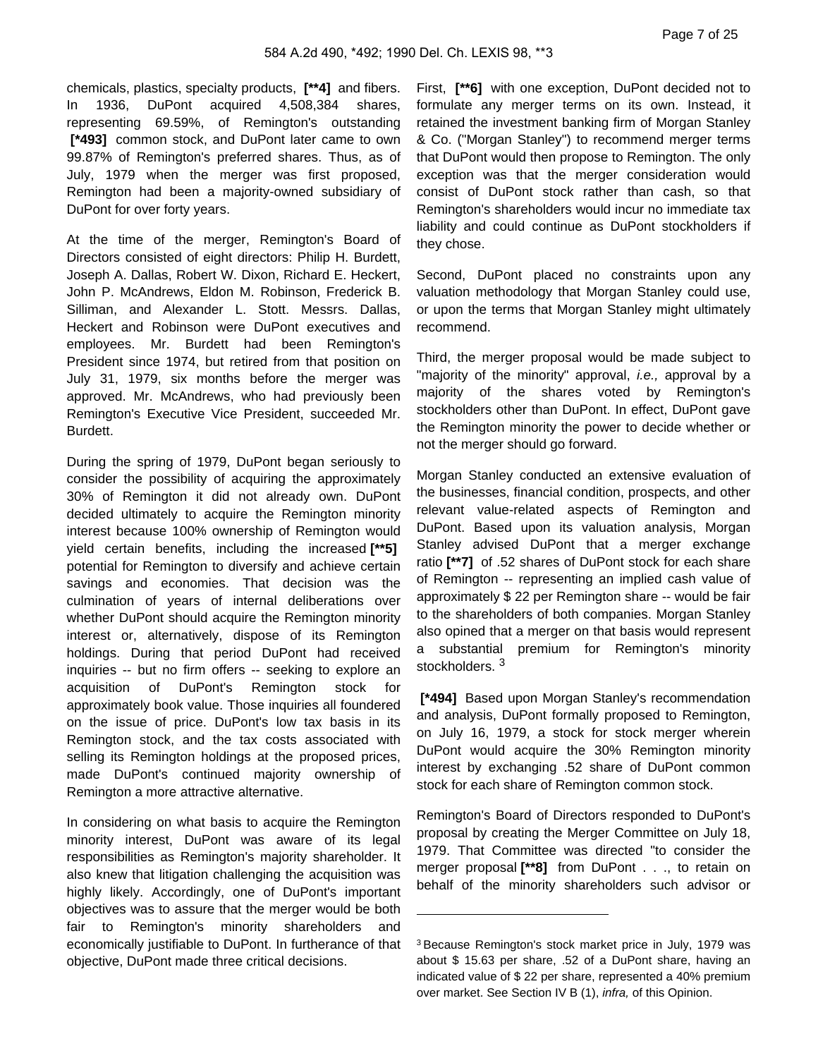chemicals, plastics, specialty products, [**4] and fibers. In 1936, DuPont acquired 4,508,384 shares, representing 69.59%, of Remington's outstanding [*493] common stock, and DuPont later came to own 99.87% of Remington's preferred shares. Thus, as of July, 1979 when the merger was first proposed, Remington had been a majority-owned subsidiary of DuPont for over forty years.

At the time of the merger, Remington's Board of Directors consisted of eight directors: Philip H. Burdett, Joseph A. Dallas, Robert W. Dixon, Richard E. Heckert, John P. McAndrews, Eldon M. Robinson, Frederick B. Silliman, and Alexander L. Stott. Messrs. Dallas, Heckert and Robinson were DuPont executives and employees. Mr. Burdett had been Remington's President since 1974, but retired from that position on July 31, 1979, six months before the merger was approved. Mr. McAndrews, who had previously been Remington's Executive Vice President, succeeded Mr. Burdett.

During the spring of 1979, DuPont began seriously to consider the possibility of acquiring the approximately 30% of Remington it did not already own. DuPont decided ultimately to acquire the Remington minority interest because 100% ownership of Remington would yield certain benefits, including the increased [**5] potential for Remington to diversify and achieve certain savings and economies. That decision was the culmination of years of internal deliberations over whether DuPont should acquire the Remington minority interest or, alternatively, dispose of its Remington holdings. During that period DuPont had received inquiries -- but no firm offers -- seeking to explore an acquisition of DuPont's Remington stock for approximately book value. Those inquiries all foundered on the issue of price. DuPont's low tax basis in its Remington stock, and the tax costs associated with selling its Remington holdings at the proposed prices, made DuPont's continued majority ownership of Remington a more attractive alternative.

In considering on what basis to acquire the Remington minority interest, DuPont was aware of its legal responsibilities as Remington's majority shareholder. It also knew that litigation challenging the acquisition was highly likely. Accordingly, one of DuPont's important objectives was to assure that the merger would be both fair to Remington's minority shareholders and economically justifiable to DuPont. In furtherance of that objective, DuPont made three critical decisions.

First, [**6] with one exception, DuPont decided not to formulate any merger terms on its own. Instead, it retained the investment banking firm of Morgan Stanley & Co. ("Morgan Stanley") to recommend merger terms that DuPont would then propose to Remington. The only exception was that the merger consideration would consist of DuPont stock rather than cash, so that Remington's shareholders would incur no immediate tax liability and could continue as DuPont stockholders if they chose.

Second, DuPont placed no constraints upon any valuation methodology that Morgan Stanley could use, or upon the terms that Morgan Stanley might ultimately recommend.

Third, the merger proposal would be made subject to "majority of the minority" approval, *i.e.,* approval by a majority of the shares voted by Remington's stockholders other than DuPont. In effect, DuPont gave the Remington minority the power to decide whether or not the merger should go forward.

Morgan Stanley conducted an extensive evaluation of the businesses, financial condition, prospects, and other relevant value-related aspects of Remington and DuPont. Based upon its valuation analysis, Morgan Stanley advised DuPont that a merger exchange ratio [**7] of .52 shares of DuPont stock for each share of Remington -- representing an implied cash value of approximately $ 22 per Remington share -- would be fair to the shareholders of both companies. Morgan Stanley also opined that a merger on that basis would represent a substantial premium for Remington's minority stockholders. [3]

[*494] Based upon Morgan Stanley's recommendation and analysis, DuPont formally proposed to Remington, on July 16, 1979, a stock for stock merger wherein DuPont would acquire the 30% Remington minority interest by exchanging .52 share of DuPont common stock for each share of Remington common stock.

Remington's Board of Directors responded to DuPont's proposal by creating the Merger Committee on July 18, 1979. That Committee was directed "to consider the merger proposal [**8] from DuPont . . ., to retain on behalf of the minority shareholders such advisor or

---

[3] Because Remington's stock market price in July, 1979 was about $ 15.63 per share, .52 of a DuPont share, having an indicated value of $ 22 per share, represented a 40% premium over market. See Section IV B (1), *infra,* of this Opinion.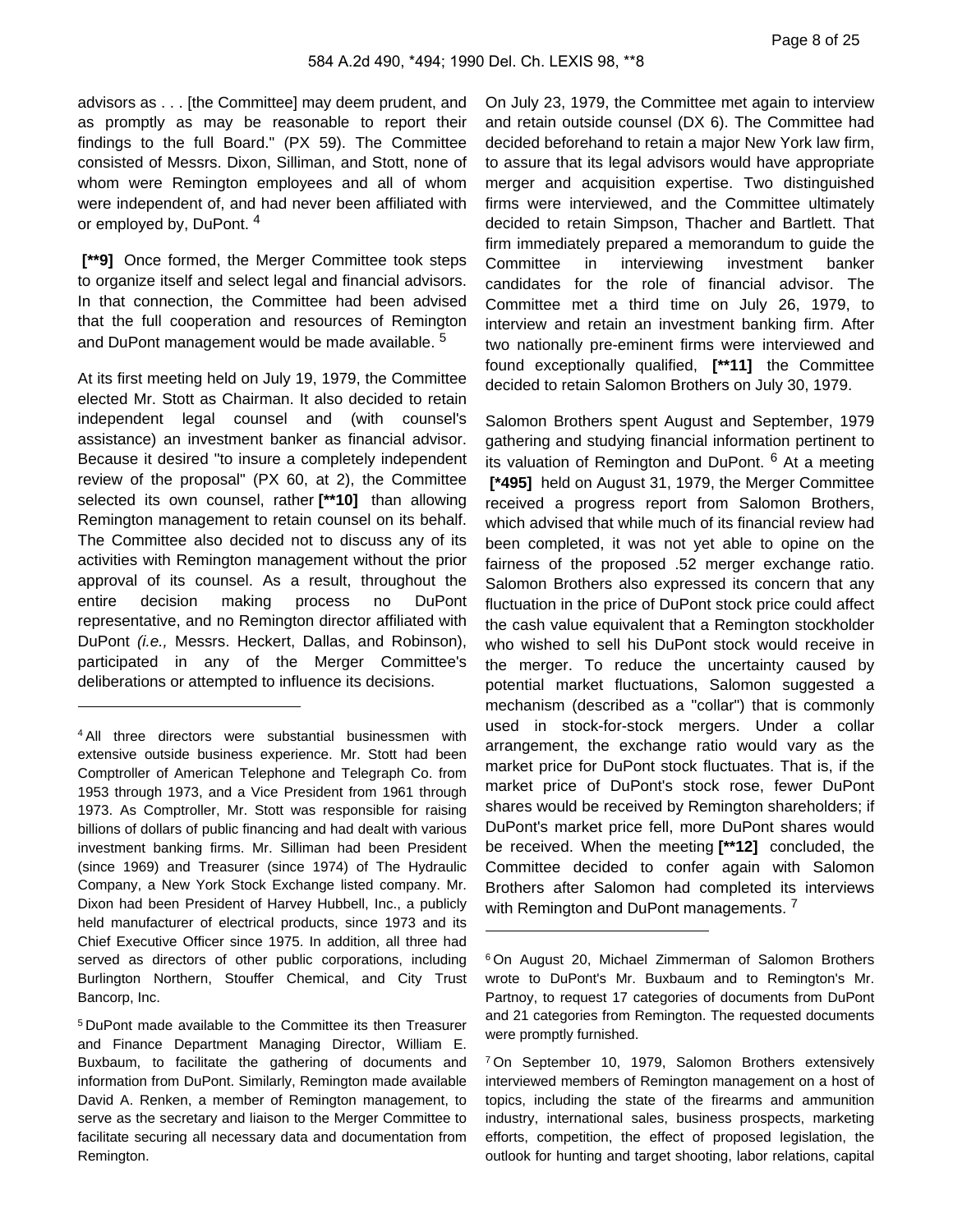advisors as . . . [the Committee] may deem prudent, and as promptly as may be reasonable to report their findings to the full Board." (PX 59). The Committee consisted of Messrs. Dixon, Silliman, and Stott, none of whom were Remington employees and all of whom were independent of, and had never been affiliated with or employed by, DuPont. [4]

**[**9]** Once formed, the Merger Committee took steps to organize itself and select legal and financial advisors. In that connection, the Committee had been advised that the full cooperation and resources of Remington and DuPont management would be made available. [5]

At its first meeting held on July 19, 1979, the Committee elected Mr. Stott as Chairman. It also decided to retain independent legal counsel and (with counsel's assistance) an investment banker as financial advisor. Because it desired "to insure a completely independent review of the proposal" (PX 60, at 2), the Committee selected its own counsel, rather **[**10]** than allowing Remington management to retain counsel on its behalf. The Committee also decided not to discuss any of its activities with Remington management without the prior approval of its counsel. As a result, throughout the entire decision making process no DuPont representative, and no Remington director affiliated with DuPont *(i.e.,* Messrs. Heckert, Dallas, and Robinson), participated in any of the Merger Committee's deliberations or attempted to influence its decisions.

On July 23, 1979, the Committee met again to interview and retain outside counsel (DX 6). The Committee had decided beforehand to retain a major New York law firm, to assure that its legal advisors would have appropriate merger and acquisition expertise. Two distinguished firms were interviewed, and the Committee ultimately decided to retain Simpson, Thacher and Bartlett. That firm immediately prepared a memorandum to guide the Committee in interviewing investment banker candidates for the role of financial advisor. The Committee met a third time on July 26, 1979, to interview and retain an investment banking firm. After two nationally pre-eminent firms were interviewed and found exceptionally qualified, **[**11]** the Committee decided to retain Salomon Brothers on July 30, 1979.

Salomon Brothers spent August and September, 1979 gathering and studying financial information pertinent to its valuation of Remington and DuPont. [6] At a meeting **[*495]** held on August 31, 1979, the Merger Committee received a progress report from Salomon Brothers, which advised that while much of its financial review had been completed, it was not yet able to opine on the fairness of the proposed .52 merger exchange ratio. Salomon Brothers also expressed its concern that any fluctuation in the price of DuPont stock price could affect the cash value equivalent that a Remington stockholder who wished to sell his DuPont stock would receive in the merger. To reduce the uncertainty caused by potential market fluctuations, Salomon suggested a mechanism (described as a "collar") that is commonly used in stock-for-stock mergers. Under a collar arrangement, the exchange ratio would vary as the market price for DuPont stock fluctuates. That is, if the market price of DuPont's stock rose, fewer DuPont shares would be received by Remington shareholders; if DuPont's market price fell, more DuPont shares would be received. When the meeting **[**12]** concluded, the Committee decided to confer again with Salomon Brothers after Salomon had completed its interviews with Remington and DuPont managements. [7]

---

[4] All three directors were substantial businessmen with extensive outside business experience. Mr. Stott had been Comptroller of American Telephone and Telegraph Co. from 1953 through 1973, and a Vice President from 1961 through 1973. As Comptroller, Mr. Stott was responsible for raising billions of dollars of public financing and had dealt with various investment banking firms. Mr. Silliman had been President (since 1969) and Treasurer (since 1974) of The Hydraulic Company, a New York Stock Exchange listed company. Mr. Dixon had been President of Harvey Hubbell, Inc., a publicly held manufacturer of electrical products, since 1973 and its Chief Executive Officer since 1975. In addition, all three had served as directors of other public corporations, including Burlington Northern, Stouffer Chemical, and City Trust Bancorp, Inc.

[5] DuPont made available to the Committee its then Treasurer and Finance Department Managing Director, William E. Buxbaum, to facilitate the gathering of documents and information from DuPont. Similarly, Remington made available David A. Renken, a member of Remington management, to serve as the secretary and liaison to the Merger Committee to facilitate securing all necessary data and documentation from Remington.

[6] On August 20, Michael Zimmerman of Salomon Brothers wrote to DuPont's Mr. Buxbaum and to Remington's Mr. Partnoy, to request 17 categories of documents from DuPont and 21 categories from Remington. The requested documents were promptly furnished.

[7] On September 10, 1979, Salomon Brothers extensively interviewed members of Remington management on a host of topics, including the state of the firearms and ammunition industry, international sales, business prospects, marketing efforts, competition, the effect of proposed legislation, the outlook for hunting and target shooting, labor relations, capital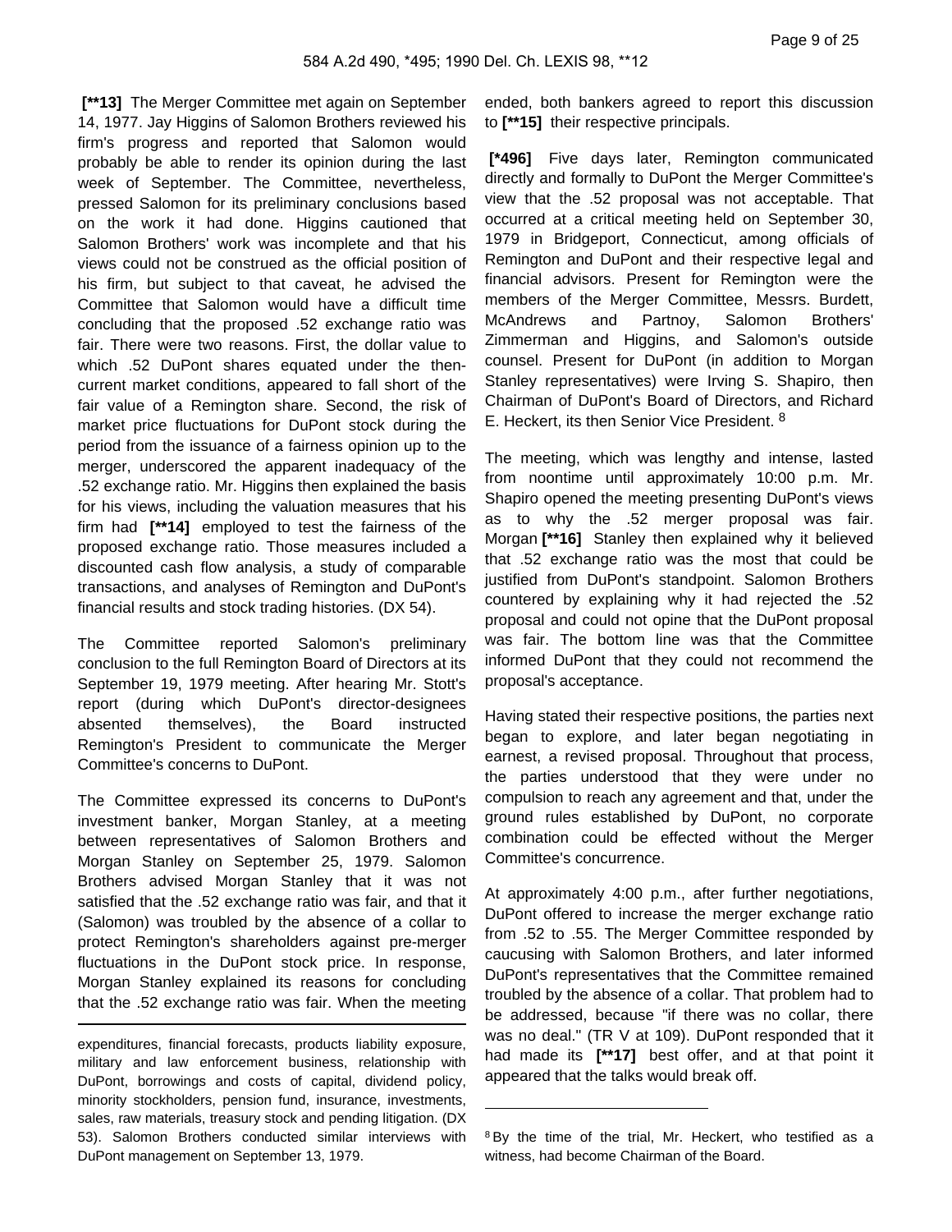**[**13]** The Merger Committee met again on September 14, 1977. Jay Higgins of Salomon Brothers reviewed his firm's progress and reported that Salomon would probably be able to render its opinion during the last week of September. The Committee, nevertheless, pressed Salomon for its preliminary conclusions based on the work it had done. Higgins cautioned that Salomon Brothers' work was incomplete and that his views could not be construed as the official position of his firm, but subject to that caveat, he advised the Committee that Salomon would have a difficult time concluding that the proposed .52 exchange ratio was fair. There were two reasons. First, the dollar value to which .52 DuPont shares equated under the then-current market conditions, appeared to fall short of the fair value of a Remington share. Second, the risk of market price fluctuations for DuPont stock during the period from the issuance of a fairness opinion up to the merger, underscored the apparent inadequacy of the .52 exchange ratio. Mr. Higgins then explained the basis for his views, including the valuation measures that his firm had **[**14]** employed to test the fairness of the proposed exchange ratio. Those measures included a discounted cash flow analysis, a study of comparable transactions, and analyses of Remington and DuPont's financial results and stock trading histories. (DX 54).

The Committee reported Salomon's preliminary conclusion to the full Remington Board of Directors at its September 19, 1979 meeting. After hearing Mr. Stott's report (during which DuPont's director-designees absented themselves), the Board instructed Remington's President to communicate the Merger Committee's concerns to DuPont.

The Committee expressed its concerns to DuPont's investment banker, Morgan Stanley, at a meeting between representatives of Salomon Brothers and Morgan Stanley on September 25, 1979. Salomon Brothers advised Morgan Stanley that it was not satisfied that the .52 exchange ratio was fair, and that it (Salomon) was troubled by the absence of a collar to protect Remington's shareholders against pre-merger fluctuations in the DuPont stock price. In response, Morgan Stanley explained its reasons for concluding that the .52 exchange ratio was fair. When the meeting ended, both bankers agreed to report this discussion to **[**15]** their respective principals.

**[*496]** Five days later, Remington communicated directly and formally to DuPont the Merger Committee's view that the .52 proposal was not acceptable. That occurred at a critical meeting held on September 30, 1979 in Bridgeport, Connecticut, among officials of Remington and DuPont and their respective legal and financial advisors. Present for Remington were the members of the Merger Committee, Messrs. Burdett, McAndrews and Partnoy, Salomon Brothers' Zimmerman and Higgins, and Salomon's outside counsel. Present for DuPont (in addition to Morgan Stanley representatives) were Irving S. Shapiro, then Chairman of DuPont's Board of Directors, and Richard E. Heckert, its then Senior Vice President. [8]

The meeting, which was lengthy and intense, lasted from noontime until approximately 10:00 p.m. Mr. Shapiro opened the meeting presenting DuPont's views as to why the .52 merger proposal was fair. Morgan **[**16]** Stanley then explained why it believed that .52 exchange ratio was the most that could be justified from DuPont's standpoint. Salomon Brothers countered by explaining why it had rejected the .52 proposal and could not opine that the DuPont proposal was fair. The bottom line was that the Committee informed DuPont that they could not recommend the proposal's acceptance.

Having stated their respective positions, the parties next began to explore, and later began negotiating in earnest, a revised proposal. Throughout that process, the parties understood that they were under no compulsion to reach any agreement and that, under the ground rules established by DuPont, no corporate combination could be effected without the Merger Committee's concurrence.

At approximately 4:00 p.m., after further negotiations, DuPont offered to increase the merger exchange ratio from .52 to .55. The Merger Committee responded by caucusing with Salomon Brothers, and later informed DuPont's representatives that the Committee remained troubled by the absence of a collar. That problem had to be addressed, because "if there was no collar, there was no deal." (TR V at 109). DuPont responded that it had made its **[**17]** best offer, and at that point it appeared that the talks would break off.

---

expenditures, financial forecasts, products liability exposure, military and law enforcement business, relationship with DuPont, borrowings and costs of capital, dividend policy, minority stockholders, pension fund, insurance, investments, sales, raw materials, treasury stock and pending litigation. (DX 53). Salomon Brothers conducted similar interviews with DuPont management on September 13, 1979.

[8] By the time of the trial, Mr. Heckert, who testified as a witness, had become Chairman of the Board.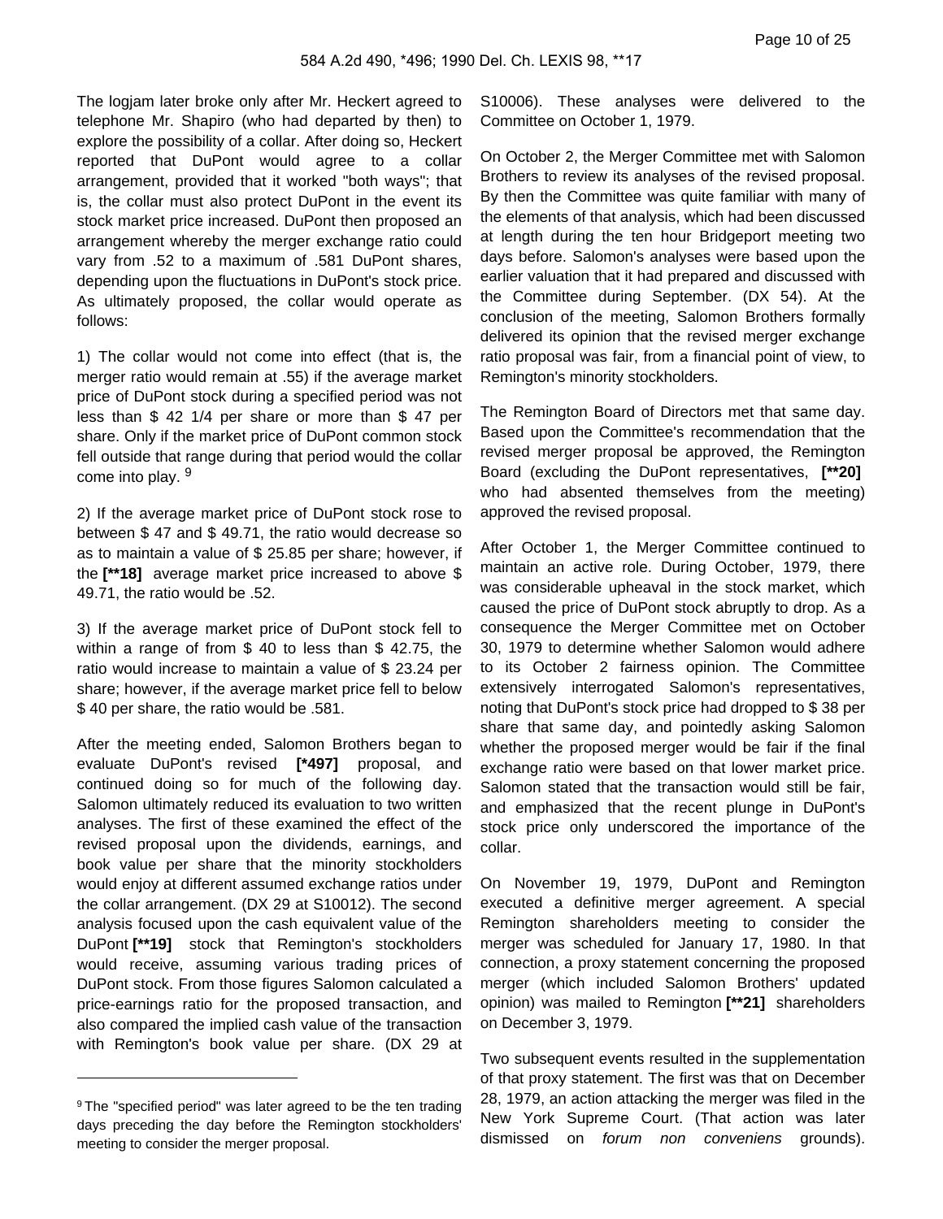The logjam later broke only after Mr. Heckert agreed to telephone Mr. Shapiro (who had departed by then) to explore the possibility of a collar. After doing so, Heckert reported that DuPont would agree to a collar arrangement, provided that it worked "both ways"; that is, the collar must also protect DuPont in the event its stock market price increased. DuPont then proposed an arrangement whereby the merger exchange ratio could vary from .52 to a maximum of .581 DuPont shares, depending upon the fluctuations in DuPont's stock price. As ultimately proposed, the collar would operate as follows:

1) The collar would not come into effect (that is, the merger ratio would remain at .55) if the average market price of DuPont stock during a specified period was not less than $ 42 1/4 per share or more than $ 47 per share. Only if the market price of DuPont common stock fell outside that range during that period would the collar come into play. [9]

2) If the average market price of DuPont stock rose to between $ 47 and $ 49.71, the ratio would decrease so as to maintain a value of $ 25.85 per share; however, if the **[**18]** average market price increased to above $ 49.71, the ratio would be .52.

3) If the average market price of DuPont stock fell to within a range of from $ 40 to less than $ 42.75, the ratio would increase to maintain a value of $ 23.24 per share; however, if the average market price fell to below $ 40 per share, the ratio would be .581.

After the meeting ended, Salomon Brothers began to evaluate DuPont's revised **[*497]** proposal, and continued doing so for much of the following day. Salomon ultimately reduced its evaluation to two written analyses. The first of these examined the effect of the revised proposal upon the dividends, earnings, and book value per share that the minority stockholders would enjoy at different assumed exchange ratios under the collar arrangement. (DX 29 at S10012). The second analysis focused upon the cash equivalent value of the DuPont **[**19]** stock that Remington's stockholders would receive, assuming various trading prices of DuPont stock. From those figures Salomon calculated a price-earnings ratio for the proposed transaction, and also compared the implied cash value of the transaction with Remington's book value per share. (DX 29 at S10006). These analyses were delivered to the Committee on October 1, 1979.

On October 2, the Merger Committee met with Salomon Brothers to review its analyses of the revised proposal. By then the Committee was quite familiar with many of the elements of that analysis, which had been discussed at length during the ten hour Bridgeport meeting two days before. Salomon's analyses were based upon the earlier valuation that it had prepared and discussed with the Committee during September. (DX 54). At the conclusion of the meeting, Salomon Brothers formally delivered its opinion that the revised merger exchange ratio proposal was fair, from a financial point of view, to Remington's minority stockholders.

The Remington Board of Directors met that same day. Based upon the Committee's recommendation that the revised merger proposal be approved, the Remington Board (excluding the DuPont representatives, **[**20]** who had absented themselves from the meeting) approved the revised proposal.

After October 1, the Merger Committee continued to maintain an active role. During October, 1979, there was considerable upheaval in the stock market, which caused the price of DuPont stock abruptly to drop. As a consequence the Merger Committee met on October 30, 1979 to determine whether Salomon would adhere to its October 2 fairness opinion. The Committee extensively interrogated Salomon's representatives, noting that DuPont's stock price had dropped to $ 38 per share that same day, and pointedly asking Salomon whether the proposed merger would be fair if the final exchange ratio were based on that lower market price. Salomon stated that the transaction would still be fair, and emphasized that the recent plunge in DuPont's stock price only underscored the importance of the collar.

On November 19, 1979, DuPont and Remington executed a definitive merger agreement. A special Remington shareholders meeting to consider the merger was scheduled for January 17, 1980. In that connection, a proxy statement concerning the proposed merger (which included Salomon Brothers' updated opinion) was mailed to Remington **[**21]** shareholders on December 3, 1979.

Two subsequent events resulted in the supplementation of that proxy statement. The first was that on December 28, 1979, an action attacking the merger was filed in the New York Supreme Court. (That action was later dismissed on *forum non conveniens* grounds).

---

[9] The "specified period" was later agreed to be the ten trading days preceding the day before the Remington stockholders' meeting to consider the merger proposal.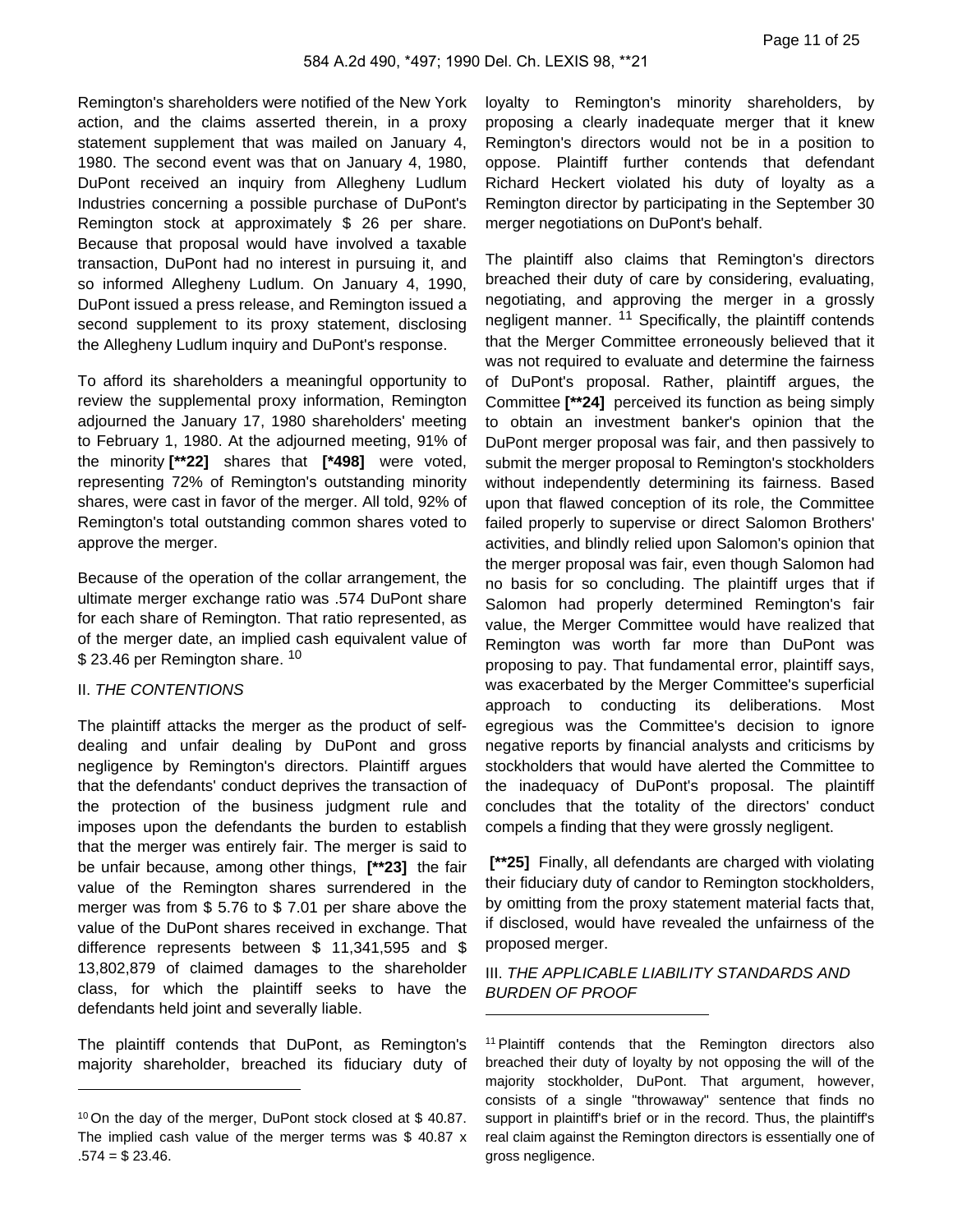Remington's shareholders were notified of the New York action, and the claims asserted therein, in a proxy statement supplement that was mailed on January 4, 1980. The second event was that on January 4, 1980, DuPont received an inquiry from Allegheny Ludlum Industries concerning a possible purchase of DuPont's Remington stock at approximately $ 26 per share. Because that proposal would have involved a taxable transaction, DuPont had no interest in pursuing it, and so informed Allegheny Ludlum. On January 4, 1990, DuPont issued a press release, and Remington issued a second supplement to its proxy statement, disclosing the Allegheny Ludlum inquiry and DuPont's response.

To afford its shareholders a meaningful opportunity to review the supplemental proxy information, Remington adjourned the January 17, 1980 shareholders' meeting to February 1, 1980. At the adjourned meeting, 91% of the minority **[**22]** shares that **[*498]** were voted, representing 72% of Remington's outstanding minority shares, were cast in favor of the merger. All told, 92% of Remington's total outstanding common shares voted to approve the merger.

Because of the operation of the collar arrangement, the ultimate merger exchange ratio was .574 DuPont share for each share of Remington. That ratio represented, as of the merger date, an implied cash equivalent value of $ 23.46 per Remington share. [10]

II. *THE CONTENTIONS*

The plaintiff attacks the merger as the product of self-dealing and unfair dealing by DuPont and gross negligence by Remington's directors. Plaintiff argues that the defendants' conduct deprives the transaction of the protection of the business judgment rule and imposes upon the defendants the burden to establish that the merger was entirely fair. The merger is said to be unfair because, among other things, **[**23]** the fair value of the Remington shares surrendered in the merger was from $ 5.76 to $ 7.01 per share above the value of the DuPont shares received in exchange. That difference represents between $ 11,341,595 and $ 13,802,879 of claimed damages to the shareholder class, for which the plaintiff seeks to have the defendants held joint and severally liable.

The plaintiff contends that DuPont, as Remington's majority shareholder, breached its fiduciary duty of loyalty to Remington's minority shareholders, by proposing a clearly inadequate merger that it knew Remington's directors would not be in a position to oppose. Plaintiff further contends that defendant Richard Heckert violated his duty of loyalty as a Remington director by participating in the September 30 merger negotiations on DuPont's behalf.

The plaintiff also claims that Remington's directors breached their duty of care by considering, evaluating, negotiating, and approving the merger in a grossly negligent manner. [11] Specifically, the plaintiff contends that the Merger Committee erroneously believed that it was not required to evaluate and determine the fairness of DuPont's proposal. Rather, plaintiff argues, the Committee **[**24]** perceived its function as being simply to obtain an investment banker's opinion that the DuPont merger proposal was fair, and then passively to submit the merger proposal to Remington's stockholders without independently determining its fairness. Based upon that flawed conception of its role, the Committee failed properly to supervise or direct Salomon Brothers' activities, and blindly relied upon Salomon's opinion that the merger proposal was fair, even though Salomon had no basis for so concluding. The plaintiff urges that if Salomon had properly determined Remington's fair value, the Merger Committee would have realized that Remington was worth far more than DuPont was proposing to pay. That fundamental error, plaintiff says, was exacerbated by the Merger Committee's superficial approach to conducting its deliberations. Most egregious was the Committee's decision to ignore negative reports by financial analysts and criticisms by stockholders that would have alerted the Committee to the inadequacy of DuPont's proposal. The plaintiff concludes that the totality of the directors' conduct compels a finding that they were grossly negligent.

**[**25]** Finally, all defendants are charged with violating their fiduciary duty of candor to Remington stockholders, by omitting from the proxy statement material facts that, if disclosed, would have revealed the unfairness of the proposed merger.

III. *THE APPLICABLE LIABILITY STANDARDS AND BURDEN OF PROOF*

---

[10] On the day of the merger, DuPont stock closed at $ 40.87. The implied cash value of the merger terms was $ 40.87 x .574 = $ 23.46.

[11] Plaintiff contends that the Remington directors also breached their duty of loyalty by not opposing the will of the majority stockholder, DuPont. That argument, however, consists of a single "throwaway" sentence that finds no support in plaintiff's brief or in the record. Thus, the plaintiff's real claim against the Remington directors is essentially one of gross negligence.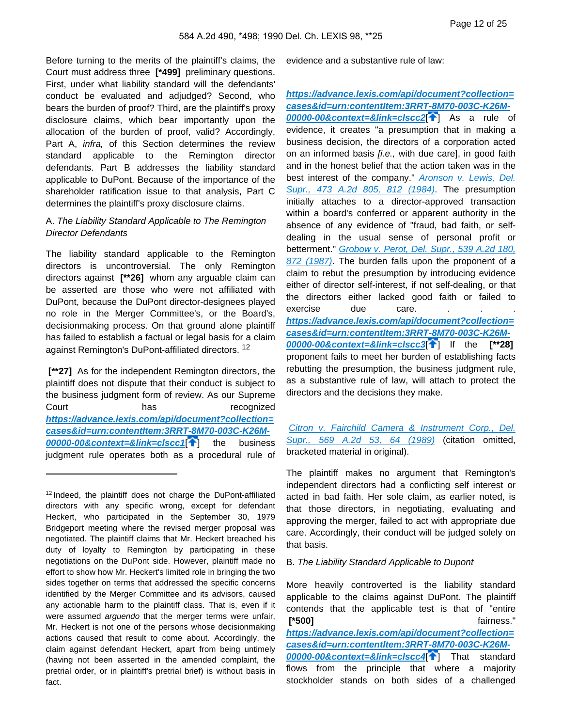Before turning to the merits of the plaintiff's claims, the Court must address three **[*499]** preliminary questions. First, under what liability standard will the defendants' conduct be evaluated and adjudged? Second, who bears the burden of proof? Third, are the plaintiff's proxy disclosure claims, which bear importantly upon the allocation of the burden of proof, valid? Accordingly, Part A, *infra,* of this Section determines the review standard applicable to the Remington director defendants. Part B addresses the liability standard applicable to DuPont. Because of the importance of the shareholder ratification issue to that analysis, Part C determines the plaintiff's proxy disclosure claims.

A. *The Liability Standard Applicable to The Remington Director Defendants*

The liability standard applicable to the Remington directors is uncontroversial. The only Remington directors against **[**26]** whom any arguable claim can be asserted are those who were not affiliated with DuPont, because the DuPont director-designees played no role in the Merger Committee's, or the Board's, decisionmaking process. On that ground alone plaintiff has failed to establish a factual or legal basis for a claim against Remington's DuPont-affiliated directors. [12]

**[**27]** As for the independent Remington directors, the plaintiff does not dispute that their conduct is subject to the business judgment form of review. As our Supreme Court has recognized **https://advance.lexis.com/api/document?collection=cases&id=urn:contentItem:3RRT-8M70-003C-K26M-00000-00&context=&link=clscc1**[] the business judgment rule operates both as a procedural rule of evidence and a substantive rule of law:

> **https://advance.lexis.com/api/document?collection=cases&id=urn:contentItem:3RRT-8M70-003C-K26M-00000-00&context=&link=clscc2**[] As a rule of evidence, it creates "a presumption that in making a business decision, the directors of a corporation acted on an informed basis *[i.e.,* with due care], in good faith and in the honest belief that the action taken was in the best interest of the company." *Aronson v. Lewis, Del. Supr., 473 A.2d 805, 812 (1984)*. The presumption initially attaches to a director-approved transaction within a board's conferred or apparent authority in the absence of any evidence of "fraud, bad faith, or self-dealing in the usual sense of personal profit or betterment." *Grobow v. Perot, Del. Supr., 539 A.2d 180, 872 (1987)*. The burden falls upon the proponent of a claim to rebut the presumption by introducing evidence either of director self-interest, if not self-dealing, or that the directors either lacked good faith or failed to exercise due care. . . . **https://advance.lexis.com/api/document?collection=cases&id=urn:contentItem:3RRT-8M70-003C-K26M-00000-00&context=&link=clscc3**[] If the **[**28]** proponent fails to meet her burden of establishing facts rebutting the presumption, the business judgment rule, as a substantive rule of law, will attach to protect the directors and the decisions they make.

*Citron v. Fairchild Camera & Instrument Corp., Del. Supr., 569 A.2d 53, 64 (1989)* (citation omitted, bracketed material in original).

The plaintiff makes no argument that Remington's independent directors had a conflicting self interest or acted in bad faith. Her sole claim, as earlier noted, is that those directors, in negotiating, evaluating and approving the merger, failed to act with appropriate due care. Accordingly, their conduct will be judged solely on that basis.

B. *The Liability Standard Applicable to Dupont*

More heavily controverted is the liability standard applicable to the claims against DuPont. The plaintiff contends that the applicable test is that of "entire **[*500]** fairness." **https://advance.lexis.com/api/document?collection=cases&id=urn:contentItem:3RRT-8M70-003C-K26M-00000-00&context=&link=clscc4**[] That standard flows from the principle that where a majority stockholder stands on both sides of a challenged

---

[12] Indeed, the plaintiff does not charge the DuPont-affiliated directors with any specific wrong, except for defendant Heckert, who participated in the September 30, 1979 Bridgeport meeting where the revised merger proposal was negotiated. The plaintiff claims that Mr. Heckert breached his duty of loyalty to Remington by participating in these negotiations on the DuPont side. However, plaintiff made no effort to show how Mr. Heckert's limited role in bringing the two sides together on terms that addressed the specific concerns identified by the Merger Committee and its advisors, caused any actionable harm to the plaintiff class. That is, even if it were assumed *arguendo* that the merger terms were unfair, Mr. Heckert is not one of the persons whose decisionmaking actions caused that result to come about. Accordingly, the claim against defendant Heckert, apart from being untimely (having not been asserted in the amended complaint, the pretrial order, or in plaintiff's pretrial brief) is without basis in fact.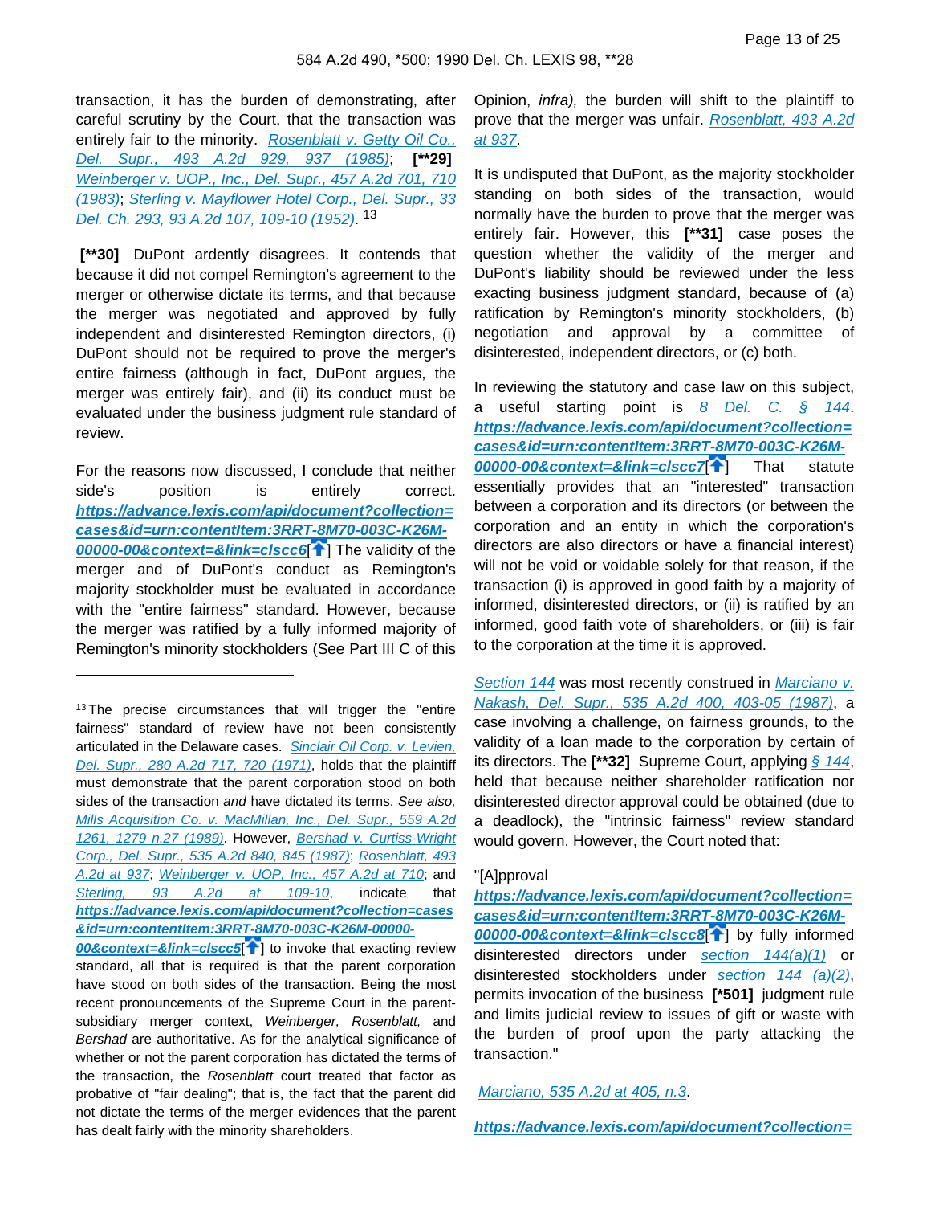transaction, it has the burden of demonstrating, after careful scrutiny by the Court, that the transaction was entirely fair to the minority. *Rosenblatt v. Getty Oil Co., Del. Supr., 493 A.2d 929, 937 (1985)*; **[**29]** *Weinberger v. UOP., Inc., Del. Supr., 457 A.2d 701, 710 (1983)*; *Sterling v. Mayflower Hotel Corp., Del. Supr., 33 Del. Ch. 293, 93 A.2d 107, 109-10 (1952)*. 13

**[**30]** DuPont ardently disagrees. It contends that because it did not compel Remington's agreement to the merger or otherwise dictate its terms, and that because the merger was negotiated and approved by fully independent and disinterested Remington directors, (i) DuPont should not be required to prove the merger's entire fairness (although in fact, DuPont argues, the merger was entirely fair), and (ii) its conduct must be evaluated under the business judgment rule standard of review.

For the reasons now discussed, I conclude that neither side's position is entirely correct. **https://advance.lexis.com/api/document?collection=cases&id=urn:contentItem:3RRT-8M70-003C-K26M-00000-00&context=&link=clscc6**[] The validity of the merger and of DuPont's conduct as Remington's majority stockholder must be evaluated in accordance with the "entire fairness" standard. However, because the merger was ratified by a fully informed majority of Remington's minority stockholders (See Part III C of this Opinion, *infra),* the burden will shift to the plaintiff to prove that the merger was unfair. *Rosenblatt, 493 A.2d at 937*.

It is undisputed that DuPont, as the majority stockholder standing on both sides of the transaction, would normally have the burden to prove that the merger was entirely fair. However, this **[**31]** case poses the question whether the validity of the merger and DuPont's liability should be reviewed under the less exacting business judgment standard, because of (a) ratification by Remington's minority stockholders, (b) negotiation and approval by a committee of disinterested, independent directors, or (c) both.

In reviewing the statutory and case law on this subject, a useful starting point is *8 Del. C. § 144*. **https://advance.lexis.com/api/document?collection=cases&id=urn:contentItem:3RRT-8M70-003C-K26M-00000-00&context=&link=clscc7**[] That statute essentially provides that an "interested" transaction between a corporation and its directors (or between the corporation and an entity in which the corporation's directors are also directors or have a financial interest) will not be void or voidable solely for that reason, if the transaction (i) is approved in good faith by a majority of informed, disinterested directors, or (ii) is ratified by an informed, good faith vote of shareholders, or (iii) is fair to the corporation at the time it is approved.

*Section 144* was most recently construed in *Marciano v. Nakash, Del. Supr., 535 A.2d 400, 403-05 (1987)*, a case involving a challenge, on fairness grounds, to the validity of a loan made to the corporation by certain of its directors. The **[**32]** Supreme Court, applying *§ 144*, held that because neither shareholder ratification nor disinterested director approval could be obtained (due to a deadlock), the "intrinsic fairness" review standard would govern. However, the Court noted that:

"[A]pproval **https://advance.lexis.com/api/document?collection=cases&id=urn:contentItem:3RRT-8M70-003C-K26M-00000-00&context=&link=clscc8**[] by fully informed disinterested directors under *section 144(a)(1)* or disinterested stockholders under *section 144 (a)(2)*, permits invocation of the business **[*501]** judgment rule and limits judicial review to issues of gift or waste with the burden of proof upon the party attacking the transaction."

*Marciano, 535 A.2d at 405, n.3*.

**https://advance.lexis.com/api/document?collection=**

---

13 The precise circumstances that will trigger the "entire fairness" standard of review have not been consistently articulated in the Delaware cases. *Sinclair Oil Corp. v. Levien, Del. Supr., 280 A.2d 717, 720 (1971)*, holds that the plaintiff must demonstrate that the parent corporation stood on both sides of the transaction *and* have dictated its terms. *See also, Mills Acquisition Co. v. MacMillan, Inc., Del. Supr., 559 A.2d 1261, 1279 n.27 (1989)*. However, *Bershad v. Curtiss-Wright Corp., Del. Supr., 535 A.2d 840, 845 (1987)*; *Rosenblatt, 493 A.2d at 937*; *Weinberger v. UOP, Inc., 457 A.2d at 710*; and *Sterling, 93 A.2d at 109-10*, indicate that **https://advance.lexis.com/api/document?collection=cases&id=urn:contentItem:3RRT-8M70-003C-K26M-00000-00&context=&link=clscc5**[] to invoke that exacting review standard, all that is required is that the parent corporation have stood on both sides of the transaction. Being the most recent pronouncements of the Supreme Court in the parent-subsidiary merger context, *Weinberger, Rosenblatt,* and *Bershad* are authoritative. As for the analytical significance of whether or not the parent corporation has dictated the terms of the transaction, the *Rosenblatt* court treated that factor as probative of "fair dealing"; that is, the fact that the parent did not dictate the terms of the merger evidences that the parent has dealt fairly with the minority shareholders.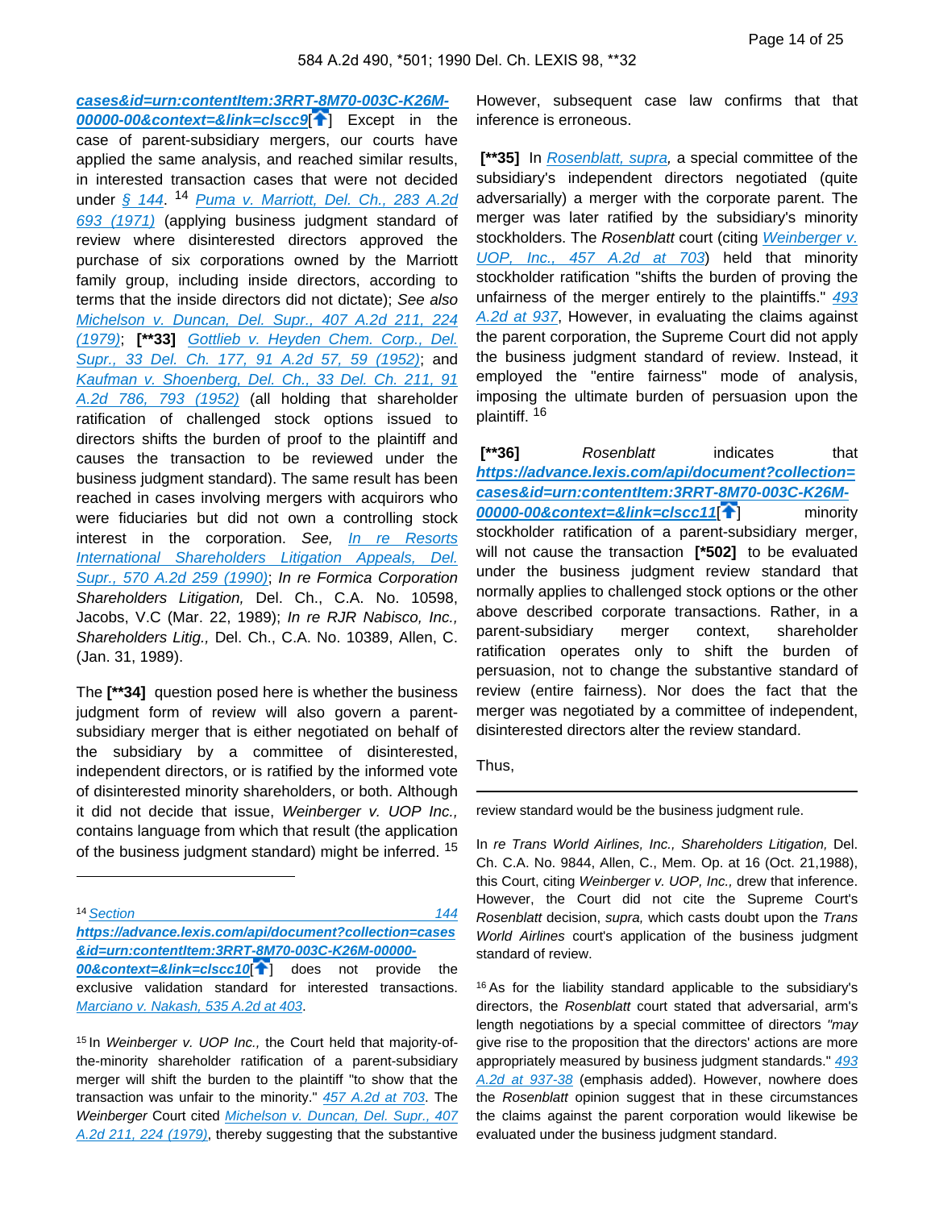cases&id=urn:contentItem:3RRT-8M70-003C-K26M-00000-00&context=&link=clscc9[] Except in the case of parent-subsidiary mergers, our courts have applied the same analysis, and reached similar results, in interested transaction cases that were not decided under § 144.[14] Puma v. Marriott, Del. Ch., 283 A.2d 693 (1971) (applying business judgment standard of review where disinterested directors approved the purchase of six corporations owned by the Marriott family group, including inside directors, according to terms that the inside directors did not dictate); *See also* Michelson v. Duncan, Del. Supr., 407 A.2d 211, 224 (1979); **[\*\*33]** Gottlieb v. Heyden Chem. Corp., Del. Supr., 33 Del. Ch. 177, 91 A.2d 57, 59 (1952); and Kaufman v. Shoenberg, Del. Ch., 33 Del. Ch. 211, 91 A.2d 786, 793 (1952) (all holding that shareholder ratification of challenged stock options issued to directors shifts the burden of proof to the plaintiff and causes the transaction to be reviewed under the business judgment standard). The same result has been reached in cases involving mergers with acquirors who were fiduciaries but did not own a controlling stock interest in the corporation. *See,* In re Resorts International Shareholders Litigation Appeals, Del. Supr., 570 A.2d 259 (1990); *In re Formica Corporation Shareholders Litigation,* Del. Ch., C.A. No. 10598, Jacobs, V.C (Mar. 22, 1989); *In re RJR Nabisco, Inc., Shareholders Litig.,* Del. Ch., C.A. No. 10389, Allen, C. (Jan. 31, 1989).

The **[\*\*34]** question posed here is whether the business judgment form of review will also govern a parent-subsidiary merger that is either negotiated on behalf of the subsidiary by a committee of disinterested, independent directors, or is ratified by the informed vote of disinterested minority shareholders, or both. Although it did not decide that issue, *Weinberger v. UOP Inc.,* contains language from which that result (the application of the business judgment standard) might be inferred.[15] However, subsequent case law confirms that that inference is erroneous.

**[\*\*35]** In Rosenblatt, supra, a special committee of the subsidiary's independent directors negotiated (quite adversarially) a merger with the corporate parent. The merger was later ratified by the subsidiary's minority stockholders. The *Rosenblatt* court (citing Weinberger v. UOP, Inc., 457 A.2d at 703) held that minority stockholder ratification "shifts the burden of proving the unfairness of the merger entirely to the plaintiffs." 493 A.2d at 937, However, in evaluating the claims against the parent corporation, the Supreme Court did not apply the business judgment standard of review. Instead, it employed the "entire fairness" mode of analysis, imposing the ultimate burden of persuasion upon the plaintiff.[16]

**[\*\*36]** *Rosenblatt* indicates that **https://advance.lexis.com/api/document?collection=cases&id=urn:contentItem:3RRT-8M70-003C-K26M-00000-00&context=&link=clscc11**[] minority stockholder ratification of a parent-subsidiary merger, will not cause the transaction **[\*502]** to be evaluated under the business judgment review standard that normally applies to challenged stock options or the other above described corporate transactions. Rather, in a parent-subsidiary merger context, shareholder ratification operates only to shift the burden of persuasion, not to change the substantive standard of review (entire fairness). Nor does the fact that the merger was negotiated by a committee of independent, disinterested directors alter the review standard.

Thus,

---

[14] Section 144 **https://advance.lexis.com/api/document?collection=cases&id=urn:contentItem:3RRT-8M70-003C-K26M-00000-00&context=&link=clscc10**[] does not provide the exclusive validation standard for interested transactions. Marciano v. Nakash, 535 A.2d at 403.

[15] In *Weinberger v. UOP Inc.,* the Court held that majority-of-the-minority shareholder ratification of a parent-subsidiary merger will shift the burden to the plaintiff "to show that the transaction was unfair to the minority." 457 A.2d at 703. The *Weinberger* Court cited Michelson v. Duncan, Del. Supr., 407 A.2d 211, 224 (1979), thereby suggesting that the substantive review standard would be the business judgment rule.

In *re Trans World Airlines, Inc., Shareholders Litigation,* Del. Ch. C.A. No. 9844, Allen, C., Mem. Op. at 16 (Oct. 21,1988), this Court, citing *Weinberger v. UOP, Inc.,* drew that inference. However, the Court did not cite the Supreme Court's *Rosenblatt* decision, *supra,* which casts doubt upon the *Trans World Airlines* court's application of the business judgment standard of review.

[16] As for the liability standard applicable to the subsidiary's directors, the *Rosenblatt* court stated that adversarial, arm's length negotiations by a special committee of directors *"may* give rise to the proposition that the directors' actions are more appropriately measured by business judgment standards." 493 A.2d at 937-38 (emphasis added). However, nowhere does the *Rosenblatt* opinion suggest that in these circumstances the claims against the parent corporation would likewise be evaluated under the business judgment standard.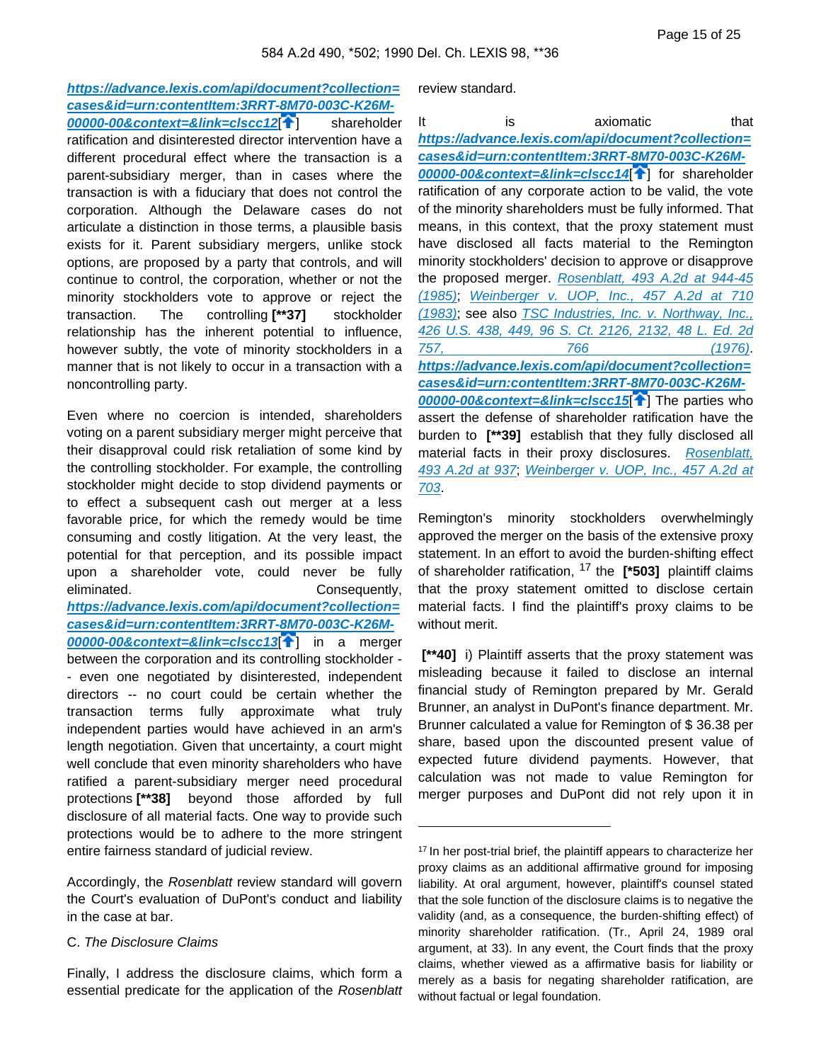[https://advance.lexis.com/api/document?collection=cases&id=urn:contentItem:3RRT-8M70-003C-K26M-00000-00&context=&link=clscc12](https://advance.lexis.com/api/document?collection=cases&id=urn:contentItem:3RRT-8M70-003C-K26M-00000-00&context=&link=clscc12)[] shareholder ratification and disinterested director intervention have a different procedural effect where the transaction is a parent-subsidiary merger, than in cases where the transaction is with a fiduciary that does not control the corporation. Although the Delaware cases do not articulate a distinction in those terms, a plausible basis exists for it. Parent subsidiary mergers, unlike stock options, are proposed by a party that controls, and will continue to control, the corporation, whether or not the minority stockholders vote to approve or reject the transaction. The controlling **[**37]** stockholder relationship has the inherent potential to influence, however subtly, the vote of minority stockholders in a manner that is not likely to occur in a transaction with a noncontrolling party.

Even where no coercion is intended, shareholders voting on a parent subsidiary merger might perceive that their disapproval could risk retaliation of some kind by the controlling stockholder. For example, the controlling stockholder might decide to stop dividend payments or to effect a subsequent cash out merger at a less favorable price, for which the remedy would be time consuming and costly litigation. At the very least, the potential for that perception, and its possible impact upon a shareholder vote, could never be fully eliminated. Consequently, [https://advance.lexis.com/api/document?collection=cases&id=urn:contentItem:3RRT-8M70-003C-K26M-00000-00&context=&link=clscc13](https://advance.lexis.com/api/document?collection=cases&id=urn:contentItem:3RRT-8M70-003C-K26M-00000-00&context=&link=clscc13)[] in a merger between the corporation and its controlling stockholder -- even one negotiated by disinterested, independent directors -- no court could be certain whether the transaction terms fully approximate what truly independent parties would have achieved in an arm's length negotiation. Given that uncertainty, a court might well conclude that even minority shareholders who have ratified a parent-subsidiary merger need procedural protections **[**38]** beyond those afforded by full disclosure of all material facts. One way to provide such protections would be to adhere to the more stringent entire fairness standard of judicial review.

Accordingly, the *Rosenblatt* review standard will govern the Court's evaluation of DuPont's conduct and liability in the case at bar.

C. *The Disclosure Claims*

Finally, I address the disclosure claims, which form a essential predicate for the application of the *Rosenblatt* review standard.

It is axiomatic that [https://advance.lexis.com/api/document?collection=cases&id=urn:contentItem:3RRT-8M70-003C-K26M-00000-00&context=&link=clscc14](https://advance.lexis.com/api/document?collection=cases&id=urn:contentItem:3RRT-8M70-003C-K26M-00000-00&context=&link=clscc14)[] for shareholder ratification of any corporate action to be valid, the vote of the minority shareholders must be fully informed. That means, in this context, that the proxy statement must have disclosed all facts material to the Remington minority stockholders' decision to approve or disapprove the proposed merger. *Rosenblatt, 493 A.2d at 944-45 (1985)*; *Weinberger v. UOP, Inc., 457 A.2d at 710 (1983)*; see also *TSC Industries, Inc. v. Northway, Inc., 426 U.S. 438, 449, 96 S. Ct. 2126, 2132, 48 L. Ed. 2d 757, 766 (1976)*. [https://advance.lexis.com/api/document?collection=cases&id=urn:contentItem:3RRT-8M70-003C-K26M-00000-00&context=&link=clscc15](https://advance.lexis.com/api/document?collection=cases&id=urn:contentItem:3RRT-8M70-003C-K26M-00000-00&context=&link=clscc15)[] The parties who assert the defense of shareholder ratification have the burden to **[**39]** establish that they fully disclosed all material facts in their proxy disclosures. *Rosenblatt, 493 A.2d at 937*; *Weinberger v. UOP, Inc., 457 A.2d at 703*.

Remington's minority stockholders overwhelmingly approved the merger on the basis of the extensive proxy statement. In an effort to avoid the burden-shifting effect of shareholder ratification, [17] the **[*503]** plaintiff claims that the proxy statement omitted to disclose certain material facts. I find the plaintiff's proxy claims to be without merit.

**[**40]** i) Plaintiff asserts that the proxy statement was misleading because it failed to disclose an internal financial study of Remington prepared by Mr. Gerald Brunner, an analyst in DuPont's finance department. Mr. Brunner calculated a value for Remington of $ 36.38 per share, based upon the discounted present value of expected future dividend payments. However, that calculation was not made to value Remington for merger purposes and DuPont did not rely upon it in

---

[17] In her post-trial brief, the plaintiff appears to characterize her proxy claims as an additional affirmative ground for imposing liability. At oral argument, however, plaintiff's counsel stated that the sole function of the disclosure claims is to negative the validity (and, as a consequence, the burden-shifting effect) of minority shareholder ratification. (Tr., April 24, 1989 oral argument, at 33). In any event, the Court finds that the proxy claims, whether viewed as a affirmative basis for liability or merely as a basis for negating shareholder ratification, are without factual or legal foundation.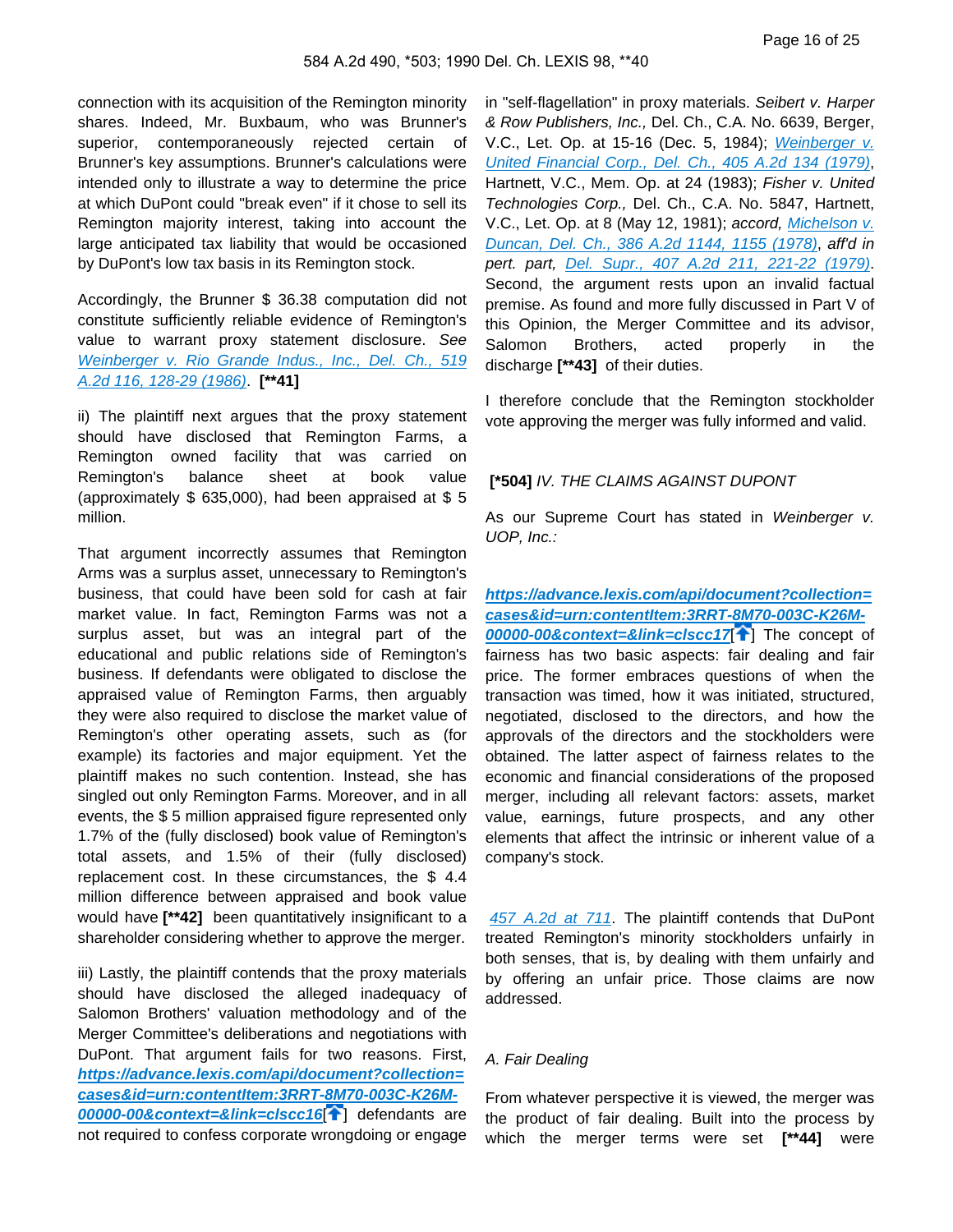connection with its acquisition of the Remington minority shares. Indeed, Mr. Buxbaum, who was Brunner's superior, contemporaneously rejected certain of Brunner's key assumptions. Brunner's calculations were intended only to illustrate a way to determine the price at which DuPont could "break even" if it chose to sell its Remington majority interest, taking into account the large anticipated tax liability that would be occasioned by DuPont's low tax basis in its Remington stock.

Accordingly, the Brunner $ 36.38 computation did not constitute sufficiently reliable evidence of Remington's value to warrant proxy statement disclosure. *See* [Weinberger v. Rio Grande Indus., Inc., Del. Ch., 519 A.2d 116, 128-29 (1986)](). **[\*\*41]**

ii) The plaintiff next argues that the proxy statement should have disclosed that Remington Farms, a Remington owned facility that was carried on Remington's balance sheet at book value (approximately $ 635,000), had been appraised at $ 5 million.

That argument incorrectly assumes that Remington Arms was a surplus asset, unnecessary to Remington's business, that could have been sold for cash at fair market value. In fact, Remington Farms was not a surplus asset, but was an integral part of the educational and public relations side of Remington's business. If defendants were obligated to disclose the appraised value of Remington Farms, then arguably they were also required to disclose the market value of Remington's other operating assets, such as (for example) its factories and major equipment. Yet the plaintiff makes no such contention. Instead, she has singled out only Remington Farms. Moreover, and in all events, the $ 5 million appraised figure represented only 1.7% of the (fully disclosed) book value of Remington's total assets, and 1.5% of their (fully disclosed) replacement cost. In these circumstances, the $ 4.4 million difference between appraised and book value would have **[\*\*42]** been quantitatively insignificant to a shareholder considering whether to approve the merger.

iii) Lastly, the plaintiff contends that the proxy materials should have disclosed the alleged inadequacy of Salomon Brothers' valuation methodology and of the Merger Committee's deliberations and negotiations with DuPont. That argument fails for two reasons. First, **[https://advance.lexis.com/api/document?collection=cases&id=urn:contentItem:3RRT-8M70-003C-K26M-00000-00&context=&link=clscc16]()**[] defendants are not required to confess corporate wrongdoing or engage in "self-flagellation" in proxy materials. *Seibert v. Harper & Row Publishers, Inc.,* Del. Ch., C.A. No. 6639, Berger, V.C., Let. Op. at 15-16 (Dec. 5, 1984); [*Weinberger v. United Financial Corp., Del. Ch., 405 A.2d 134 (1979)*](), Hartnett, V.C., Mem. Op. at 24 (1983); *Fisher v. United Technologies Corp.,* Del. Ch., C.A. No. 5847, Hartnett, V.C., Let. Op. at 8 (May 12, 1981); *accord,* [*Michelson v. Duncan, Del. Ch., 386 A.2d 1144, 1155 (1978)*](), *aff'd in pert. part,* [*Del. Supr., 407 A.2d 211, 221-22 (1979)*](). Second, the argument rests upon an invalid factual premise. As found and more fully discussed in Part V of this Opinion, the Merger Committee and its advisor, Salomon Brothers, acted properly in the discharge **[\*\*43]** of their duties.

I therefore conclude that the Remington stockholder vote approving the merger was fully informed and valid.

**[\*504]** *IV. THE CLAIMS AGAINST DUPONT*

As our Supreme Court has stated in *Weinberger v. UOP, Inc.:*

**[https://advance.lexis.com/api/document?collection=cases&id=urn:contentItem:3RRT-8M70-003C-K26M-00000-00&context=&link=clscc17]()**[] The concept of fairness has two basic aspects: fair dealing and fair price. The former embraces questions of when the transaction was timed, how it was initiated, structured, negotiated, disclosed to the directors, and how the approvals of the directors and the stockholders were obtained. The latter aspect of fairness relates to the economic and financial considerations of the proposed merger, including all relevant factors: assets, market value, earnings, future prospects, and any other elements that affect the intrinsic or inherent value of a company's stock.

[457 A.2d at 711](). The plaintiff contends that DuPont treated Remington's minority stockholders unfairly in both senses, that is, by dealing with them unfairly and by offering an unfair price. Those claims are now addressed.

*A. Fair Dealing*

From whatever perspective it is viewed, the merger was the product of fair dealing. Built into the process by which the merger terms were set **[\*\*44]** were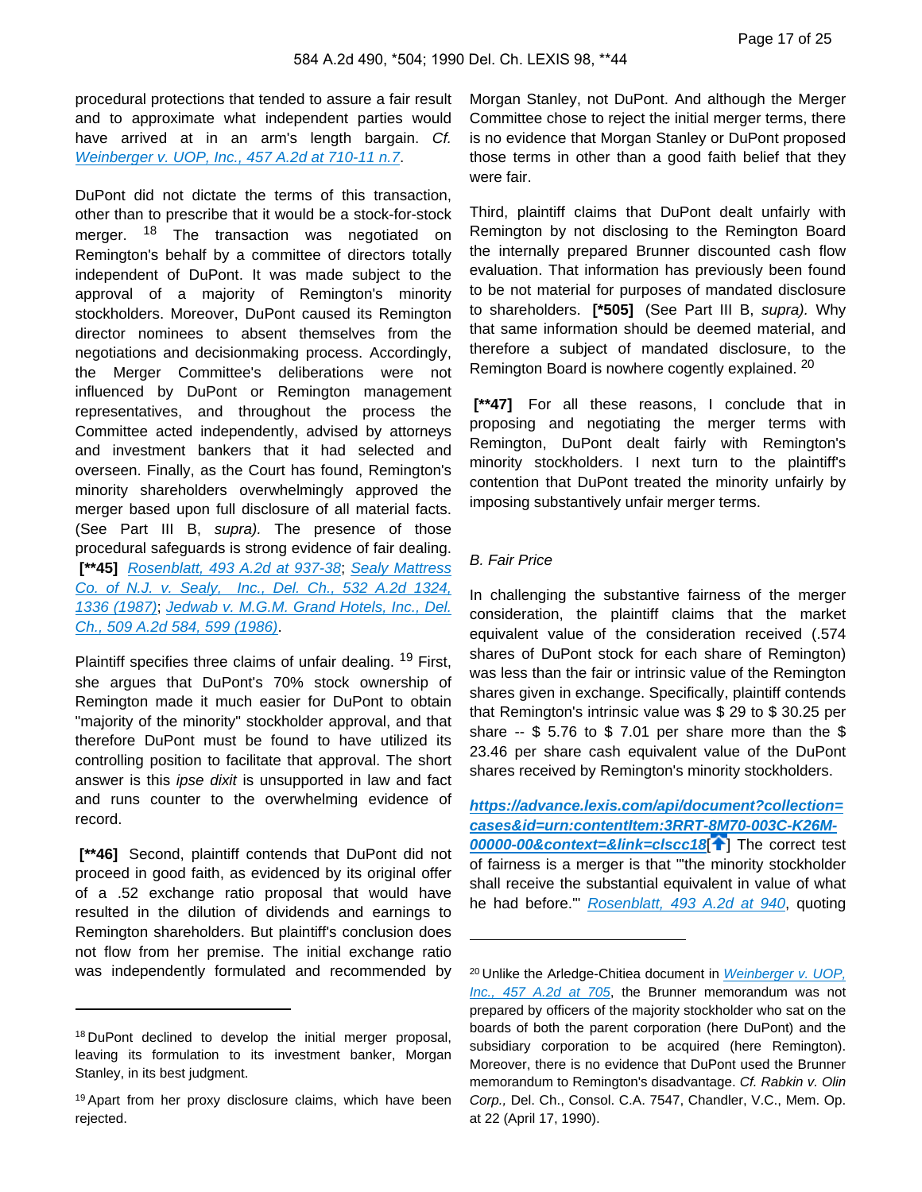procedural protections that tended to assure a fair result and to approximate what independent parties would have arrived at in an arm's length bargain. *Cf.* Weinberger v. UOP, Inc., 457 A.2d at 710-11 n.7.

DuPont did not dictate the terms of this transaction, other than to prescribe that it would be a stock-for-stock merger. [18] The transaction was negotiated on Remington's behalf by a committee of directors totally independent of DuPont. It was made subject to the approval of a majority of Remington's minority stockholders. Moreover, DuPont caused its Remington director nominees to absent themselves from the negotiations and decisionmaking process. Accordingly, the Merger Committee's deliberations were not influenced by DuPont or Remington management representatives, and throughout the process the Committee acted independently, advised by attorneys and investment bankers that it had selected and overseen. Finally, as the Court has found, Remington's minority shareholders overwhelmingly approved the merger based upon full disclosure of all material facts. (See Part III B, *supra).* The presence of those procedural safeguards is strong evidence of fair dealing. **[\*\*45]** Rosenblatt, 493 A.2d at 937-38; Sealy Mattress Co. of N.J. v. Sealy, Inc., Del. Ch., 532 A.2d 1324, 1336 (1987); Jedwab v. M.G.M. Grand Hotels, Inc., Del. Ch., 509 A.2d 584, 599 (1986).

Plaintiff specifies three claims of unfair dealing. [19] First, she argues that DuPont's 70% stock ownership of Remington made it much easier for DuPont to obtain "majority of the minority" stockholder approval, and that therefore DuPont must be found to have utilized its controlling position to facilitate that approval. The short answer is this *ipse dixit* is unsupported in law and fact and runs counter to the overwhelming evidence of record.

**[\*\*46]** Second, plaintiff contends that DuPont did not proceed in good faith, as evidenced by its original offer of a .52 exchange ratio proposal that would have resulted in the dilution of dividends and earnings to Remington shareholders. But plaintiff's conclusion does not flow from her premise. The initial exchange ratio was independently formulated and recommended by Morgan Stanley, not DuPont. And although the Merger Committee chose to reject the initial merger terms, there is no evidence that Morgan Stanley or DuPont proposed those terms in other than a good faith belief that they were fair.

Third, plaintiff claims that DuPont dealt unfairly with Remington by not disclosing to the Remington Board the internally prepared Brunner discounted cash flow evaluation. That information has previously been found to be not material for purposes of mandated disclosure to shareholders. **[\*505]** (See Part III B, *supra).* Why that same information should be deemed material, and therefore a subject of mandated disclosure, to the Remington Board is nowhere cogently explained. [20]

**[\*\*47]** For all these reasons, I conclude that in proposing and negotiating the merger terms with Remington, DuPont dealt fairly with Remington's minority stockholders. I next turn to the plaintiff's contention that DuPont treated the minority unfairly by imposing substantively unfair merger terms.

*B. Fair Price*

In challenging the substantive fairness of the merger consideration, the plaintiff claims that the market equivalent value of the consideration received (.574 shares of DuPont stock for each share of Remington) was less than the fair or intrinsic value of the Remington shares given in exchange. Specifically, plaintiff contends that Remington's intrinsic value was $ 29 to $ 30.25 per share -- $ 5.76 to $ 7.01 per share more than the $ 23.46 per share cash equivalent value of the DuPont shares received by Remington's minority stockholders.

**https://advance.lexis.com/api/document?collection=cases&id=urn:contentItem:3RRT-8M70-003C-K26M-00000-00&context=&link=clscc18**[] The correct test of fairness is a merger is that '"the minority stockholder shall receive the substantial equivalent in value of what he had before."' Rosenblatt, 493 A.2d at 940, quoting

---

[18] DuPont declined to develop the initial merger proposal, leaving its formulation to its investment banker, Morgan Stanley, in its best judgment.

[19] Apart from her proxy disclosure claims, which have been rejected.

[20] Unlike the Arledge-Chitiea document in Weinberger v. UOP, Inc., 457 A.2d at 705, the Brunner memorandum was not prepared by officers of the majority stockholder who sat on the boards of both the parent corporation (here DuPont) and the subsidiary corporation to be acquired (here Remington). Moreover, there is no evidence that DuPont used the Brunner memorandum to Remington's disadvantage. *Cf. Rabkin v. Olin Corp.,* Del. Ch., Consol. C.A. 7547, Chandler, V.C., Mem. Op. at 22 (April 17, 1990).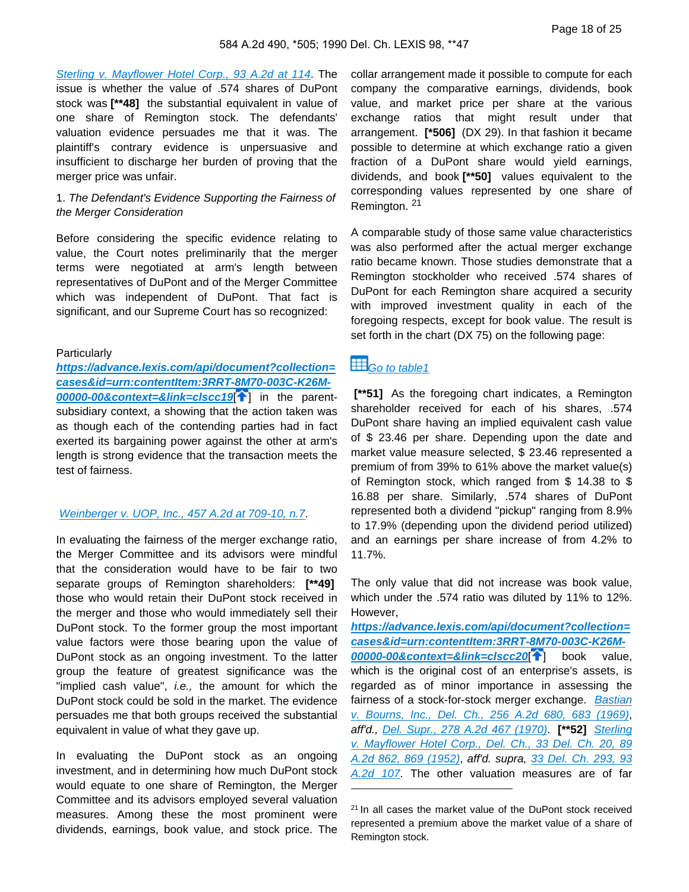Sterling v. Mayflower Hotel Corp., 93 A.2d at 114. The issue is whether the value of .574 shares of DuPont stock was **[**48]** the substantial equivalent in value of one share of Remington stock. The defendants' valuation evidence persuades me that it was. The plaintiff's contrary evidence is unpersuasive and insufficient to discharge her burden of proving that the merger price was unfair.

1. *The Defendant's Evidence Supporting the Fairness of the Merger Consideration*

Before considering the specific evidence relating to value, the Court notes preliminarily that the merger terms were negotiated at arm's length between representatives of DuPont and of the Merger Committee which was independent of DuPont. That fact is significant, and our Supreme Court has so recognized:

Particularly **https://advance.lexis.com/api/document?collection=cases&id=urn:contentItem:3RRT-8M70-003C-K26M-00000-00&context=&link=clscc19**[] in the parent-subsidiary context, a showing that the action taken was as though each of the contending parties had in fact exerted its bargaining power against the other at arm's length is strong evidence that the transaction meets the test of fairness.

Weinberger v. UOP, Inc., 457 A.2d at 709-10, n.7.

In evaluating the fairness of the merger exchange ratio, the Merger Committee and its advisors were mindful that the consideration would have to be fair to two separate groups of Remington shareholders: **[**49]** those who would retain their DuPont stock received in the merger and those who would immediately sell their DuPont stock. To the former group the most important value factors were those bearing upon the value of DuPont stock as an ongoing investment. To the latter group the feature of greatest significance was the "implied cash value", *i.e.,* the amount for which the DuPont stock could be sold in the market. The evidence persuades me that both groups received the substantial equivalent in value of what they gave up.

In evaluating the DuPont stock as an ongoing investment, and in determining how much DuPont stock would equate to one share of Remington, the Merger Committee and its advisors employed several valuation measures. Among these the most prominent were dividends, earnings, book value, and stock price. The collar arrangement made it possible to compute for each company the comparative earnings, dividends, book value, and market price per share at the various exchange ratios that might result under that arrangement. **[*506]** (DX 29). In that fashion it became possible to determine at which exchange ratio a given fraction of a DuPont share would yield earnings, dividends, and book **[**50]** values equivalent to the corresponding values represented by one share of Remington. [21]

A comparable study of those same value characteristics was also performed after the actual merger exchange ratio became known. Those studies demonstrate that a Remington stockholder who received .574 shares of DuPont for each Remington share acquired a security with improved investment quality in each of the foregoing respects, except for book value. The result is set forth in the chart (DX 75) on the following page:

Go to table1

**[**51]** As the foregoing chart indicates, a Remington shareholder received for each of his shares, .574 DuPont share having an implied equivalent cash value of $ 23.46 per share. Depending upon the date and market value measure selected, $ 23.46 represented a premium of from 39% to 61% above the market value(s) of Remington stock, which ranged from $ 14.38 to $ 16.88 per share. Similarly, .574 shares of DuPont represented both a dividend "pickup" ranging from 8.9% to 17.9% (depending upon the dividend period utilized) and an earnings per share increase of from 4.2% to 11.7%.

The only value that did not increase was book value, which under the .574 ratio was diluted by 11% to 12%. However, **https://advance.lexis.com/api/document?collection=cases&id=urn:contentItem:3RRT-8M70-003C-K26M-00000-00&context=&link=clscc20**[] book value, which is the original cost of an enterprise's assets, is regarded as of minor importance in assessing the fairness of a stock-for-stock merger exchange. Bastian v. Bourns, Inc., Del. Ch., 256 A.2d 680, 683 (1969), *aff'd.,* Del. Supr., 278 A.2d 467 (1970). **[**52]** Sterling v. Mayflower Hotel Corp., Del. Ch., 33 Del. Ch. 20, 89 A.2d 862, 869 (1952), *aff'd. supra,* 33 Del. Ch. 293, 93 A.2d 107. The other valuation measures are of far

[21] In all cases the market value of the DuPont stock received represented a premium above the market value of a share of Remington stock.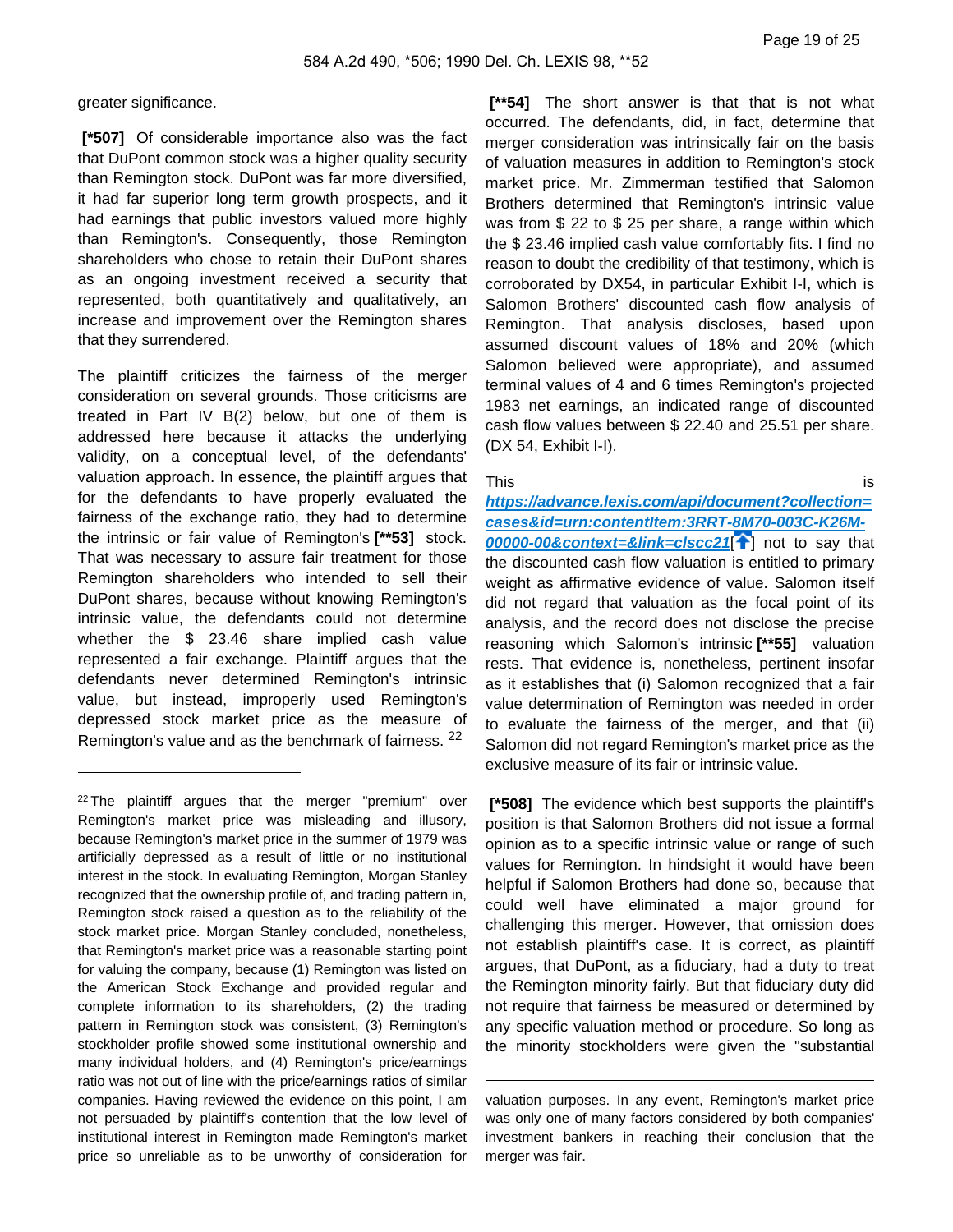greater significance.

**[\*507]** Of considerable importance also was the fact that DuPont common stock was a higher quality security than Remington stock. DuPont was far more diversified, it had far superior long term growth prospects, and it had earnings that public investors valued more highly than Remington's. Consequently, those Remington shareholders who chose to retain their DuPont shares as an ongoing investment received a security that represented, both quantitatively and qualitatively, an increase and improvement over the Remington shares that they surrendered.

The plaintiff criticizes the fairness of the merger consideration on several grounds. Those criticisms are treated in Part IV B(2) below, but one of them is addressed here because it attacks the underlying validity, on a conceptual level, of the defendants' valuation approach. In essence, the plaintiff argues that for the defendants to have properly evaluated the fairness of the exchange ratio, they had to determine the intrinsic or fair value of Remington's **[\*\*53]** stock. That was necessary to assure fair treatment for those Remington shareholders who intended to sell their DuPont shares, because without knowing Remington's intrinsic value, the defendants could not determine whether the $ 23.46 share implied cash value represented a fair exchange. Plaintiff argues that the defendants never determined Remington's intrinsic value, but instead, improperly used Remington's depressed stock market price as the measure of Remington's value and as the benchmark of fairness. [22]

**[\*\*54]** The short answer is that that is not what occurred. The defendants, did, in fact, determine that merger consideration was intrinsically fair on the basis of valuation measures in addition to Remington's stock market price. Mr. Zimmerman testified that Salomon Brothers determined that Remington's intrinsic value was from $ 22 to $ 25 per share, a range within which the $ 23.46 implied cash value comfortably fits. I find no reason to doubt the credibility of that testimony, which is corroborated by DX54, in particular Exhibit I-I, which is Salomon Brothers' discounted cash flow analysis of Remington. That analysis discloses, based upon assumed discount values of 18% and 20% (which Salomon believed were appropriate), and assumed terminal values of 4 and 6 times Remington's projected 1983 net earnings, an indicated range of discounted cash flow values between $ 22.40 and 25.51 per share. (DX 54, Exhibit I-I).

This is ***https://advance.lexis.com/api/document?collection=cases&id=urn:contentItem:3RRT-8M70-003C-K26M-00000-00&context=&link=clscc21***[] not to say that the discounted cash flow valuation is entitled to primary weight as affirmative evidence of value. Salomon itself did not regard that valuation as the focal point of its analysis, and the record does not disclose the precise reasoning which Salomon's intrinsic **[\*\*55]** valuation rests. That evidence is, nonetheless, pertinent insofar as it establishes that (i) Salomon recognized that a fair value determination of Remington was needed in order to evaluate the fairness of the merger, and that (ii) Salomon did not regard Remington's market price as the exclusive measure of its fair or intrinsic value.

**[\*508]** The evidence which best supports the plaintiff's position is that Salomon Brothers did not issue a formal opinion as to a specific intrinsic value or range of such values for Remington. In hindsight it would have been helpful if Salomon Brothers had done so, because that could well have eliminated a major ground for challenging this merger. However, that omission does not establish plaintiff's case. It is correct, as plaintiff argues, that DuPont, as a fiduciary, had a duty to treat the Remington minority fairly. But that fiduciary duty did not require that fairness be measured or determined by any specific valuation method or procedure. So long as the minority stockholders were given the "substantial

---

[22] The plaintiff argues that the merger "premium" over Remington's market price was misleading and illusory, because Remington's market price in the summer of 1979 was artificially depressed as a result of little or no institutional interest in the stock. In evaluating Remington, Morgan Stanley recognized that the ownership profile of, and trading pattern in, Remington stock raised a question as to the reliability of the stock market price. Morgan Stanley concluded, nonetheless, that Remington's market price was a reasonable starting point for valuing the company, because (1) Remington was listed on the American Stock Exchange and provided regular and complete information to its shareholders, (2) the trading pattern in Remington stock was consistent, (3) Remington's stockholder profile showed some institutional ownership and many individual holders, and (4) Remington's price/earnings ratio was not out of line with the price/earnings ratios of similar companies. Having reviewed the evidence on this point, I am not persuaded by plaintiff's contention that the low level of institutional interest in Remington made Remington's market price so unreliable as to be unworthy of consideration for valuation purposes. In any event, Remington's market price was only one of many factors considered by both companies' investment bankers in reaching their conclusion that the merger was fair.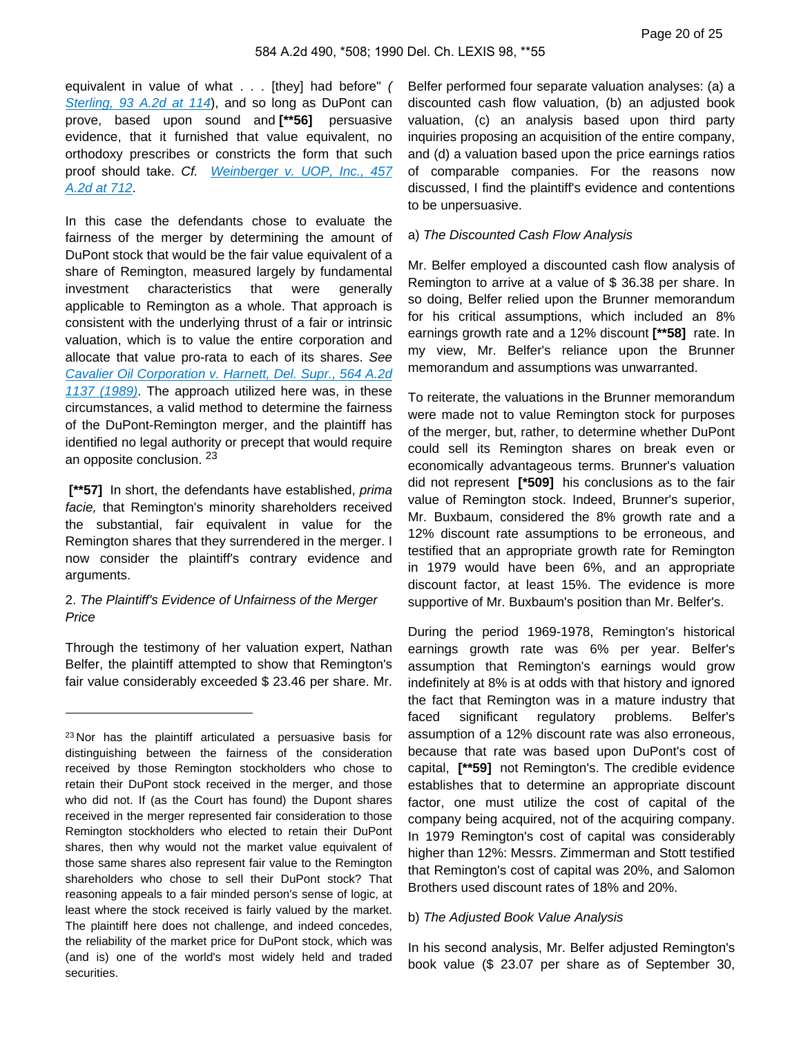equivalent in value of what . . . [they] had before" ( *Sterling, 93 A.2d at 114*), and so long as DuPont can prove, based upon sound and **[**56]** persuasive evidence, that it furnished that value equivalent, no orthodoxy prescribes or constricts the form that such proof should take. *Cf. Weinberger v. UOP, Inc., 457 A.2d at 712*.

In this case the defendants chose to evaluate the fairness of the merger by determining the amount of DuPont stock that would be the fair value equivalent of a share of Remington, measured largely by fundamental investment characteristics that were generally applicable to Remington as a whole. That approach is consistent with the underlying thrust of a fair or intrinsic valuation, which is to value the entire corporation and allocate that value pro-rata to each of its shares. *See Cavalier Oil Corporation v. Harnett, Del. Supr., 564 A.2d 1137 (1989)*. The approach utilized here was, in these circumstances, a valid method to determine the fairness of the DuPont-Remington merger, and the plaintiff has identified no legal authority or precept that would require an opposite conclusion. [23]

**[**57]** In short, the defendants have established, *prima facie,* that Remington's minority shareholders received the substantial, fair equivalent in value for the Remington shares that they surrendered in the merger. I now consider the plaintiff's contrary evidence and arguments.

2. *The Plaintiff's Evidence of Unfairness of the Merger Price*

Through the testimony of her valuation expert, Nathan Belfer, the plaintiff attempted to show that Remington's fair value considerably exceeded $ 23.46 per share. Mr. Belfer performed four separate valuation analyses: (a) a discounted cash flow valuation, (b) an adjusted book valuation, (c) an analysis based upon third party inquiries proposing an acquisition of the entire company, and (d) a valuation based upon the price earnings ratios of comparable companies. For the reasons now discussed, I find the plaintiff's evidence and contentions to be unpersuasive.

a) *The Discounted Cash Flow Analysis*

Mr. Belfer employed a discounted cash flow analysis of Remington to arrive at a value of $ 36.38 per share. In so doing, Belfer relied upon the Brunner memorandum for his critical assumptions, which included an 8% earnings growth rate and a 12% discount **[**58]** rate. In my view, Mr. Belfer's reliance upon the Brunner memorandum and assumptions was unwarranted.

To reiterate, the valuations in the Brunner memorandum were made not to value Remington stock for purposes of the merger, but, rather, to determine whether DuPont could sell its Remington shares on break even or economically advantageous terms. Brunner's valuation did not represent **[*509]** his conclusions as to the fair value of Remington stock. Indeed, Brunner's superior, Mr. Buxbaum, considered the 8% growth rate and a 12% discount rate assumptions to be erroneous, and testified that an appropriate growth rate for Remington in 1979 would have been 6%, and an appropriate discount factor, at least 15%. The evidence is more supportive of Mr. Buxbaum's position than Mr. Belfer's.

During the period 1969-1978, Remington's historical earnings growth rate was 6% per year. Belfer's assumption that Remington's earnings would grow indefinitely at 8% is at odds with that history and ignored the fact that Remington was in a mature industry that faced significant regulatory problems. Belfer's assumption of a 12% discount rate was also erroneous, because that rate was based upon DuPont's cost of capital, **[**59]** not Remington's. The credible evidence establishes that to determine an appropriate discount factor, one must utilize the cost of capital of the company being acquired, not of the acquiring company. In 1979 Remington's cost of capital was considerably higher than 12%: Messrs. Zimmerman and Stott testified that Remington's cost of capital was 20%, and Salomon Brothers used discount rates of 18% and 20%.

b) *The Adjusted Book Value Analysis*

In his second analysis, Mr. Belfer adjusted Remington's book value ($ 23.07 per share as of September 30,

---

[23] Nor has the plaintiff articulated a persuasive basis for distinguishing between the fairness of the consideration received by those Remington stockholders who chose to retain their DuPont stock received in the merger, and those who did not. If (as the Court has found) the Dupont shares received in the merger represented fair consideration to those Remington stockholders who elected to retain their DuPont shares, then why would not the market value equivalent of those same shares also represent fair value to the Remington shareholders who chose to sell their DuPont stock? That reasoning appeals to a fair minded person's sense of logic, at least where the stock received is fairly valued by the market. The plaintiff here does not challenge, and indeed concedes, the reliability of the market price for DuPont stock, which was (and is) one of the world's most widely held and traded securities.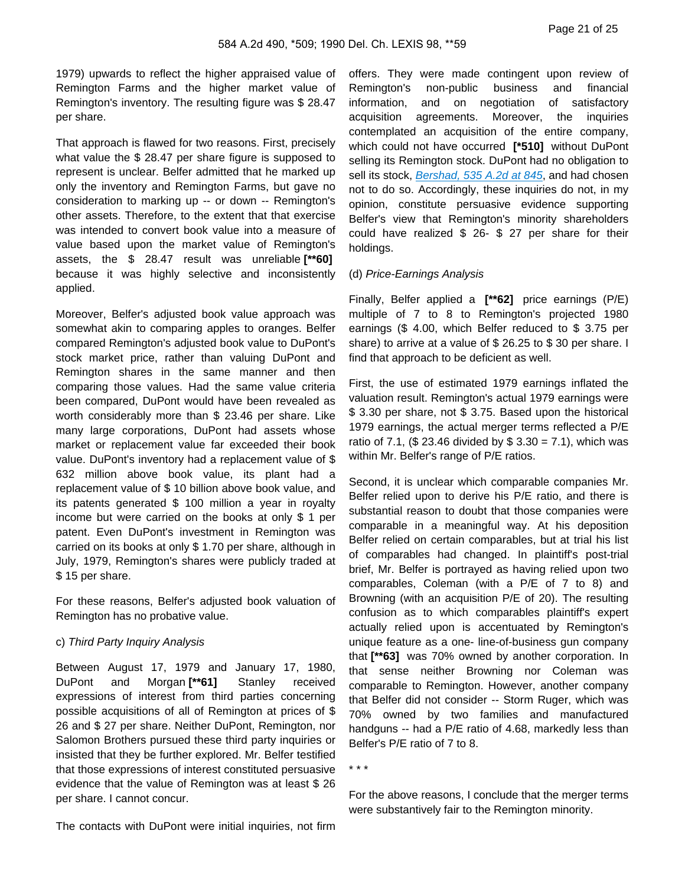1979) upwards to reflect the higher appraised value of Remington Farms and the higher market value of Remington's inventory. The resulting figure was $ 28.47 per share.

That approach is flawed for two reasons. First, precisely what value the $ 28.47 per share figure is supposed to represent is unclear. Belfer admitted that he marked up only the inventory and Remington Farms, but gave no consideration to marking up -- or down -- Remington's other assets. Therefore, to the extent that that exercise was intended to convert book value into a measure of value based upon the market value of Remington's assets, the $ 28.47 result was unreliable **[**60]** because it was highly selective and inconsistently applied.

Moreover, Belfer's adjusted book value approach was somewhat akin to comparing apples to oranges. Belfer compared Remington's adjusted book value to DuPont's stock market price, rather than valuing DuPont and Remington shares in the same manner and then comparing those values. Had the same value criteria been compared, DuPont would have been revealed as worth considerably more than $ 23.46 per share. Like many large corporations, DuPont had assets whose market or replacement value far exceeded their book value. DuPont's inventory had a replacement value of $ 632 million above book value, its plant had a replacement value of $ 10 billion above book value, and its patents generated $ 100 million a year in royalty income but were carried on the books at only $ 1 per patent. Even DuPont's investment in Remington was carried on its books at only $ 1.70 per share, although in July, 1979, Remington's shares were publicly traded at $ 15 per share.

For these reasons, Belfer's adjusted book valuation of Remington has no probative value.

c) *Third Party Inquiry Analysis*

Between August 17, 1979 and January 17, 1980, DuPont and Morgan **[**61]** Stanley received expressions of interest from third parties concerning possible acquisitions of all of Remington at prices of $ 26 and $ 27 per share. Neither DuPont, Remington, nor Salomon Brothers pursued these third party inquiries or insisted that they be further explored. Mr. Belfer testified that those expressions of interest constituted persuasive evidence that the value of Remington was at least $ 26 per share. I cannot concur.

The contacts with DuPont were initial inquiries, not firm offers. They were made contingent upon review of Remington's non-public business and financial information, and on negotiation of satisfactory acquisition agreements. Moreover, the inquiries contemplated an acquisition of the entire company, which could not have occurred **[*510]** without DuPont selling its Remington stock. DuPont had no obligation to sell its stock, Bershad, 535 A.2d at 845, and had chosen not to do so. Accordingly, these inquiries do not, in my opinion, constitute persuasive evidence supporting Belfer's view that Remington's minority shareholders could have realized $ 26- $ 27 per share for their holdings.

(d) *Price-Earnings Analysis*

Finally, Belfer applied a **[**62]** price earnings (P/E) multiple of 7 to 8 to Remington's projected 1980 earnings ($ 4.00, which Belfer reduced to $ 3.75 per share) to arrive at a value of $ 26.25 to $ 30 per share. I find that approach to be deficient as well.

First, the use of estimated 1979 earnings inflated the valuation result. Remington's actual 1979 earnings were $ 3.30 per share, not $ 3.75. Based upon the historical 1979 earnings, the actual merger terms reflected a P/E ratio of 7.1, ($ 23.46 divided by $ 3.30 = 7.1), which was within Mr. Belfer's range of P/E ratios.

Second, it is unclear which comparable companies Mr. Belfer relied upon to derive his P/E ratio, and there is substantial reason to doubt that those companies were comparable in a meaningful way. At his deposition Belfer relied on certain comparables, but at trial his list of comparables had changed. In plaintiff's post-trial brief, Mr. Belfer is portrayed as having relied upon two comparables, Coleman (with a P/E of 7 to 8) and Browning (with an acquisition P/E of 20). The resulting confusion as to which comparables plaintiff's expert actually relied upon is accentuated by Remington's unique feature as a one- line-of-business gun company that **[**63]** was 70% owned by another corporation. In that sense neither Browning nor Coleman was comparable to Remington. However, another company that Belfer did not consider -- Storm Ruger, which was 70% owned by two families and manufactured handguns -- had a P/E ratio of 4.68, markedly less than Belfer's P/E ratio of 7 to 8.

* * *

For the above reasons, I conclude that the merger terms were substantively fair to the Remington minority.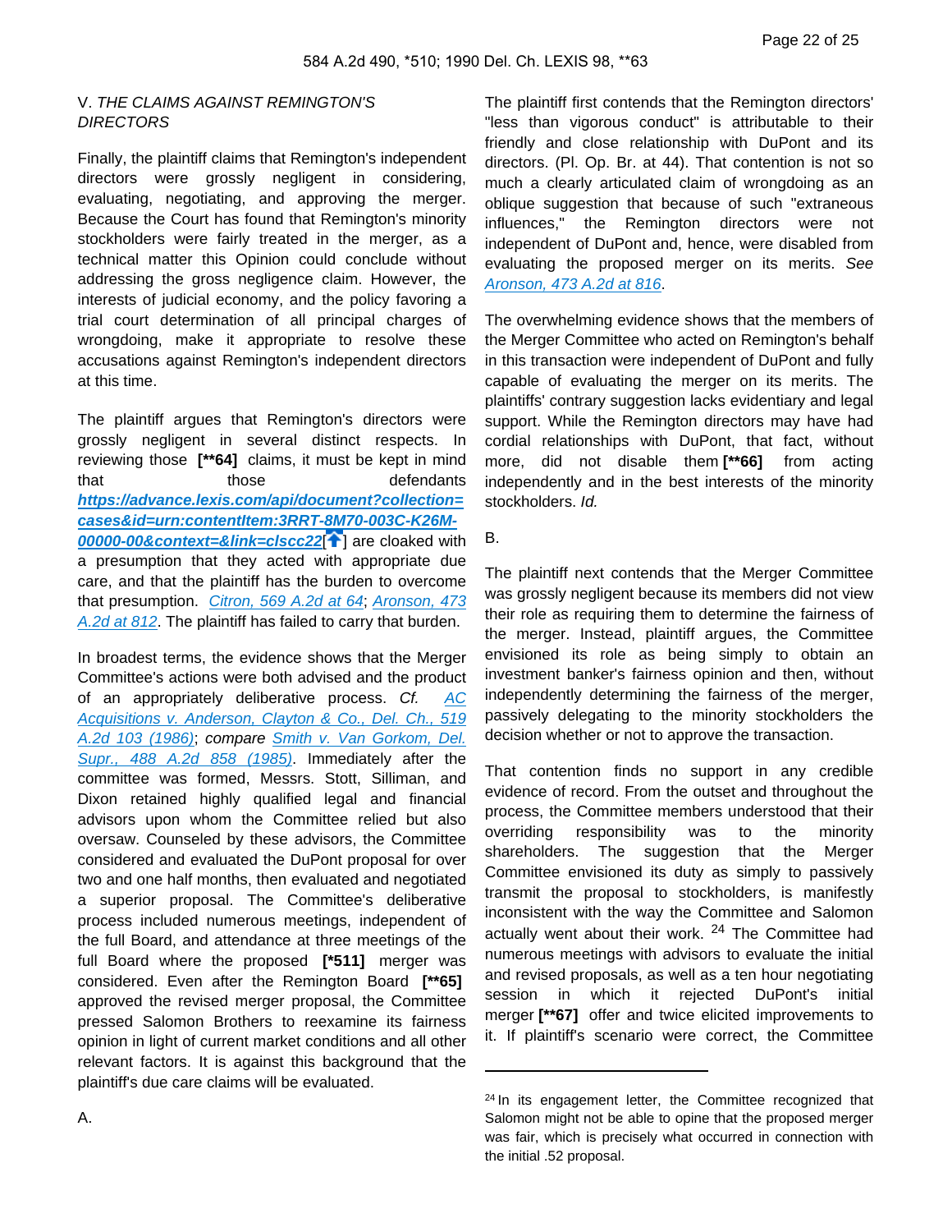## V. *THE CLAIMS AGAINST REMINGTON'S DIRECTORS*

Finally, the plaintiff claims that Remington's independent directors were grossly negligent in considering, evaluating, negotiating, and approving the merger. Because the Court has found that Remington's minority stockholders were fairly treated in the merger, as a technical matter this Opinion could conclude without addressing the gross negligence claim. However, the interests of judicial economy, and the policy favoring a trial court determination of all principal charges of wrongdoing, make it appropriate to resolve these accusations against Remington's independent directors at this time.

The plaintiff argues that Remington's directors were grossly negligent in several distinct respects. In reviewing those **[\*\*64]** claims, it must be kept in mind that those defendants **https://advance.lexis.com/api/document?collection=cases&id=urn:contentItem:3RRT-8M70-003C-K26M-00000-00&context=&link=clscc22**[] are cloaked with a presumption that they acted with appropriate due care, and that the plaintiff has the burden to overcome that presumption. *Citron, 569 A.2d at 64*; *Aronson, 473 A.2d at 812*. The plaintiff has failed to carry that burden.

In broadest terms, the evidence shows that the Merger Committee's actions were both advised and the product of an appropriately deliberative process. *Cf. AC Acquisitions v. Anderson, Clayton & Co., Del. Ch., 519 A.2d 103 (1986)*; *compare Smith v. Van Gorkom, Del. Supr., 488 A.2d 858 (1985)*. Immediately after the committee was formed, Messrs. Stott, Silliman, and Dixon retained highly qualified legal and financial advisors upon whom the Committee relied but also oversaw. Counseled by these advisors, the Committee considered and evaluated the DuPont proposal for over two and one half months, then evaluated and negotiated a superior proposal. The Committee's deliberative process included numerous meetings, independent of the full Board, and attendance at three meetings of the full Board where the proposed **[\*511]** merger was considered. Even after the Remington Board **[\*\*65]** approved the revised merger proposal, the Committee pressed Salomon Brothers to reexamine its fairness opinion in light of current market conditions and all other relevant factors. It is against this background that the plaintiff's due care claims will be evaluated.

A.

The plaintiff first contends that the Remington directors' "less than vigorous conduct" is attributable to their friendly and close relationship with DuPont and its directors. (Pl. Op. Br. at 44). That contention is not so much a clearly articulated claim of wrongdoing as an oblique suggestion that because of such "extraneous influences," the Remington directors were not independent of DuPont and, hence, were disabled from evaluating the proposed merger on its merits. *See Aronson, 473 A.2d at 816*.

The overwhelming evidence shows that the members of the Merger Committee who acted on Remington's behalf in this transaction were independent of DuPont and fully capable of evaluating the merger on its merits. The plaintiffs' contrary suggestion lacks evidentiary and legal support. While the Remington directors may have had cordial relationships with DuPont, that fact, without more, did not disable them **[\*\*66]** from acting independently and in the best interests of the minority stockholders. *Id.*

B.

The plaintiff next contends that the Merger Committee was grossly negligent because its members did not view their role as requiring them to determine the fairness of the merger. Instead, plaintiff argues, the Committee envisioned its role as being simply to obtain an investment banker's fairness opinion and then, without independently determining the fairness of the merger, passively delegating to the minority stockholders the decision whether or not to approve the transaction.

That contention finds no support in any credible evidence of record. From the outset and throughout the process, the Committee members understood that their overriding responsibility was to the minority shareholders. The suggestion that the Merger Committee envisioned its duty as simply to passively transmit the proposal to stockholders, is manifestly inconsistent with the way the Committee and Salomon actually went about their work. [24] The Committee had numerous meetings with advisors to evaluate the initial and revised proposals, as well as a ten hour negotiating session in which it rejected DuPont's initial merger **[\*\*67]** offer and twice elicited improvements to it. If plaintiff's scenario were correct, the Committee

---

[24] In its engagement letter, the Committee recognized that Salomon might not be able to opine that the proposed merger was fair, which is precisely what occurred in connection with the initial .52 proposal.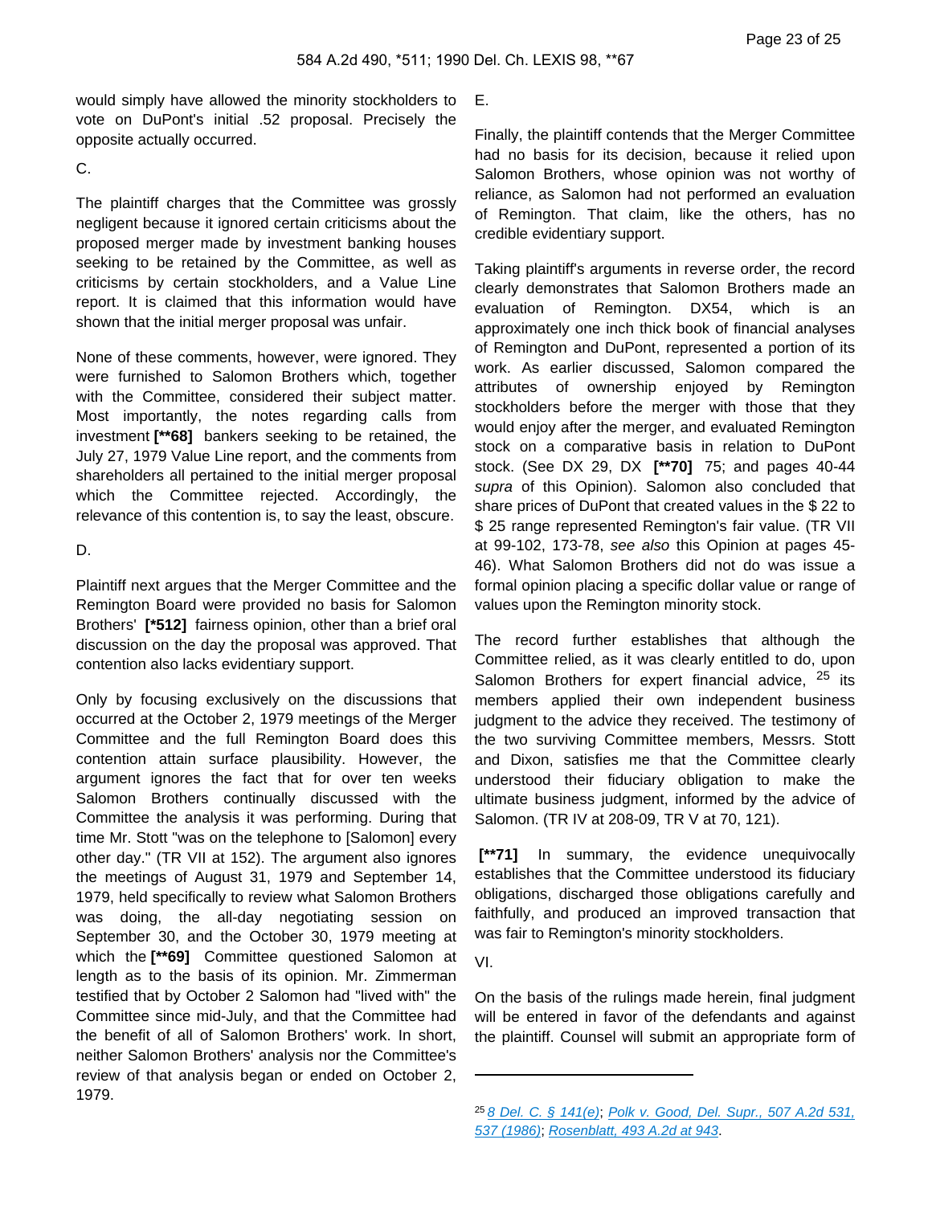would simply have allowed the minority stockholders to vote on DuPont's initial .52 proposal. Precisely the opposite actually occurred.

C.

The plaintiff charges that the Committee was grossly negligent because it ignored certain criticisms about the proposed merger made by investment banking houses seeking to be retained by the Committee, as well as criticisms by certain stockholders, and a Value Line report. It is claimed that this information would have shown that the initial merger proposal was unfair.

None of these comments, however, were ignored. They were furnished to Salomon Brothers which, together with the Committee, considered their subject matter. Most importantly, the notes regarding calls from investment **[**68]** bankers seeking to be retained, the July 27, 1979 Value Line report, and the comments from shareholders all pertained to the initial merger proposal which the Committee rejected. Accordingly, the relevance of this contention is, to say the least, obscure.

D.

Plaintiff next argues that the Merger Committee and the Remington Board were provided no basis for Salomon Brothers' **[*512]** fairness opinion, other than a brief oral discussion on the day the proposal was approved. That contention also lacks evidentiary support.

Only by focusing exclusively on the discussions that occurred at the October 2, 1979 meetings of the Merger Committee and the full Remington Board does this contention attain surface plausibility. However, the argument ignores the fact that for over ten weeks Salomon Brothers continually discussed with the Committee the analysis it was performing. During that time Mr. Stott "was on the telephone to [Salomon] every other day." (TR VII at 152). The argument also ignores the meetings of August 31, 1979 and September 14, 1979, held specifically to review what Salomon Brothers was doing, the all-day negotiating session on September 30, and the October 30, 1979 meeting at which the **[**69]** Committee questioned Salomon at length as to the basis of its opinion. Mr. Zimmerman testified that by October 2 Salomon had "lived with" the Committee since mid-July, and that the Committee had the benefit of all of Salomon Brothers' work. In short, neither Salomon Brothers' analysis nor the Committee's review of that analysis began or ended on October 2, 1979.

E.

Finally, the plaintiff contends that the Merger Committee had no basis for its decision, because it relied upon Salomon Brothers, whose opinion was not worthy of reliance, as Salomon had not performed an evaluation of Remington. That claim, like the others, has no credible evidentiary support.

Taking plaintiff's arguments in reverse order, the record clearly demonstrates that Salomon Brothers made an evaluation of Remington. DX54, which is an approximately one inch thick book of financial analyses of Remington and DuPont, represented a portion of its work. As earlier discussed, Salomon compared the attributes of ownership enjoyed by Remington stockholders before the merger with those that they would enjoy after the merger, and evaluated Remington stock on a comparative basis in relation to DuPont stock. (See DX 29, DX **[**70]** 75; and pages 40-44 *supra* of this Opinion). Salomon also concluded that share prices of DuPont that created values in the $ 22 to $ 25 range represented Remington's fair value. (TR VII at 99-102, 173-78, *see also* this Opinion at pages 45-46). What Salomon Brothers did not do was issue a formal opinion placing a specific dollar value or range of values upon the Remington minority stock.

The record further establishes that although the Committee relied, as it was clearly entitled to do, upon Salomon Brothers for expert financial advice, [25] its members applied their own independent business judgment to the advice they received. The testimony of the two surviving Committee members, Messrs. Stott and Dixon, satisfies me that the Committee clearly understood their fiduciary obligation to make the ultimate business judgment, informed by the advice of Salomon. (TR IV at 208-09, TR V at 70, 121).

**[**71]** In summary, the evidence unequivocally establishes that the Committee understood its fiduciary obligations, discharged those obligations carefully and faithfully, and produced an improved transaction that was fair to Remington's minority stockholders.

VI.

On the basis of the rulings made herein, final judgment will be entered in favor of the defendants and against the plaintiff. Counsel will submit an appropriate form of

---

[25] 8 Del. C. § 141(e); Polk v. Good, Del. Supr., 507 A.2d 531, 537 (1986); Rosenblatt, 493 A.2d at 943.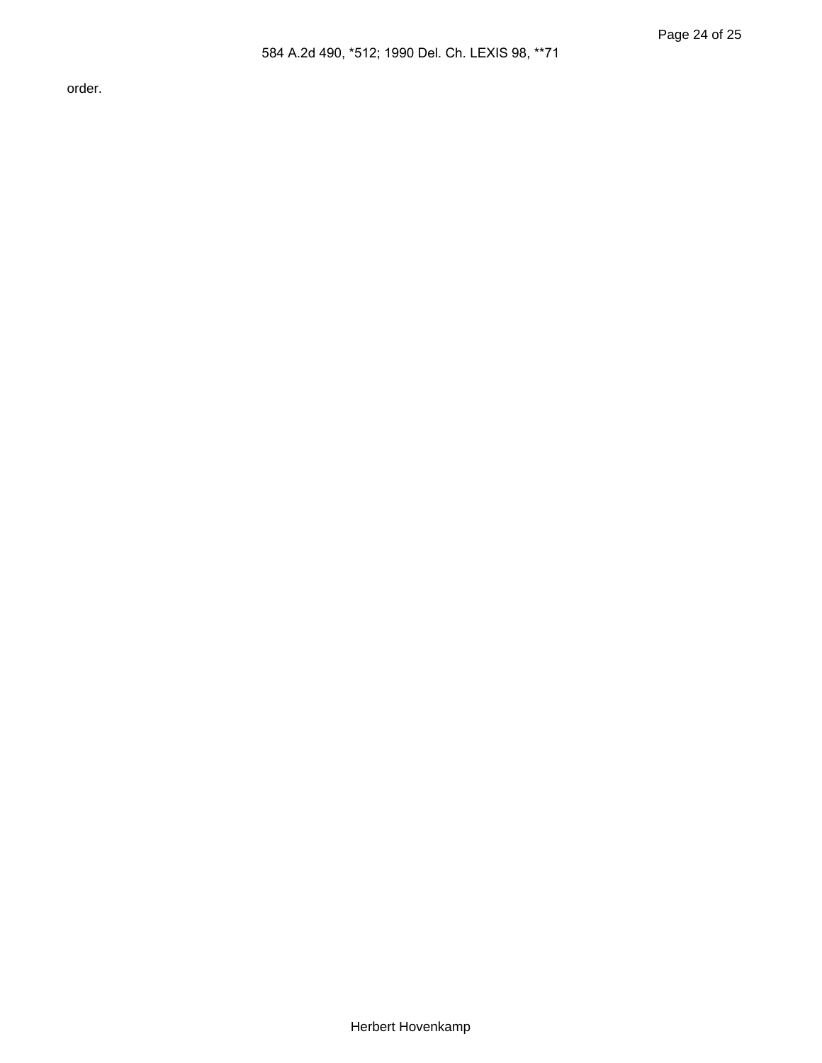order.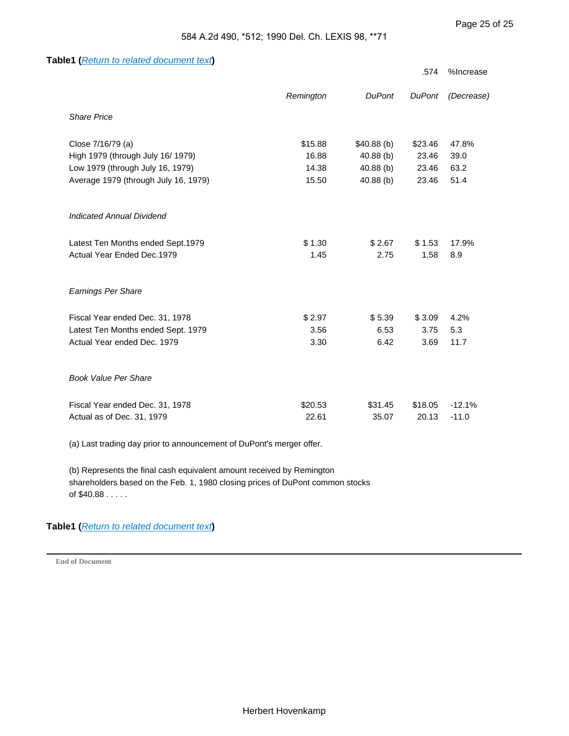**Table1 (Return to related document text)**

| | Remington | DuPont | .574 DuPont | %Increase (Decrease) |
|---|---|---|---|---|
| *Share Price* | | | | |
| Close 7/16/79 (a) | $15.88 | $40.88 (b) | $23.46 | 47.8% |
| High 1979 (through July 16/ 1979) | 16.88 | 40.88 (b) | 23.46 | 39.0 |
| Low 1979 (through July 16, 1979) | 14.38 | 40.88 (b) | 23.46 | 63.2 |
| Average 1979 (through July 16, 1979) | 15.50 | 40.88 (b) | 23.46 | 51.4 |
| *Indicated Annual Dividend* | | | | |
| Latest Ten Months ended Sept.1979 | $ 1.30 | $ 2.67 | $ 1.53 | 17.9% |
| Actual Year Ended Dec.1979 | 1.45 | 2.75 | 1.58 | 8.9 |
| *Earnings Per Share* | | | | |
| Fiscal Year ended Dec. 31, 1978 | $ 2.97 | $ 5.39 | $ 3.09 | 4.2% |
| Latest Ten Months ended Sept. 1979 | 3.56 | 6.53 | 3.75 | 5.3 |
| Actual Year ended Dec. 1979 | 3.30 | 6.42 | 3.69 | 11.7 |
| *Book Value Per Share* | | | | |
| Fiscal Year ended Dec. 31, 1978 | $20.53 | $31.45 | $18.05 | -12.1% |
| Actual as of Dec. 31, 1979 | 22.61 | 35.07 | 20.13 | -11.0 |

(a) Last trading day prior to announcement of DuPont's merger offer.

(b) Represents the final cash equivalent amount received by Remington shareholders based on the Feb. 1, 1980 closing prices of DuPont common stocks of $40.88 . . . . .

**Table1 (Return to related document text)**

End of Document